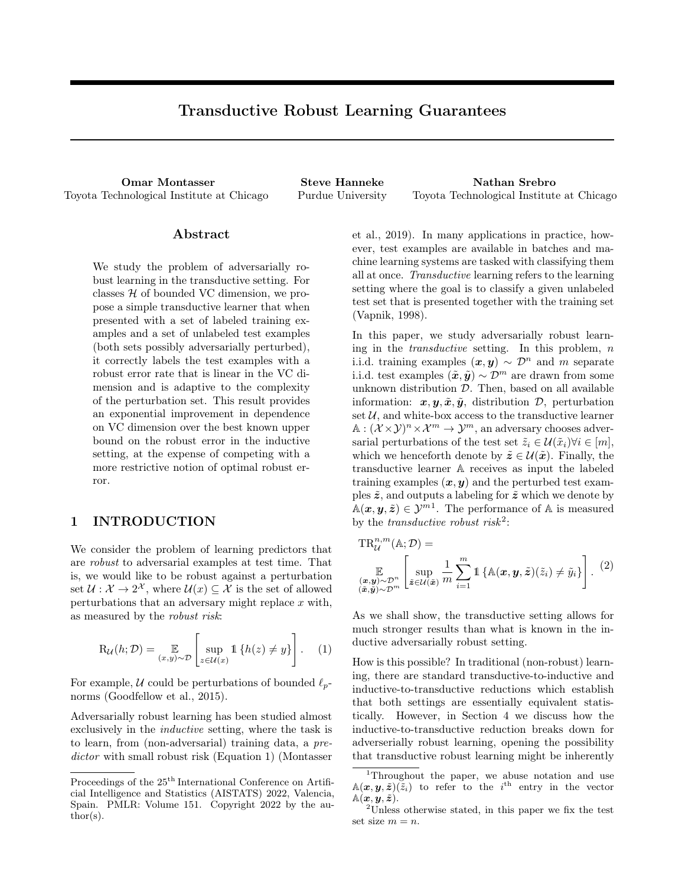# Transductive Robust Learning Guarantees

**Omar Montasser**
Toyota Technological Institute at Chicago

**Steve Hanneke**
Purdue University

**Nathan Srebro**
Toyota Technological Institute at Chicago

## Abstract

We study the problem of adversarially robust learning in the transductive setting. For classes $\mathcal{H}$ of bounded VC dimension, we propose a simple transductive learner that when presented with a set of labeled training examples and a set of unlabeled test examples (both sets possibly adversarially perturbed), it correctly labels the test examples with a robust error rate that is linear in the VC dimension and is adaptive to the complexity of the perturbation set. This result provides an exponential improvement in dependence on VC dimension over the best known upper bound on the robust error in the inductive setting, at the expense of competing with a more restrictive notion of optimal robust error.

## 1 INTRODUCTION

We consider the problem of learning predictors that are *robust* to adversarial examples at test time. That is, we would like to be robust against a perturbation set $\mathcal{U} : \mathcal{X} \to 2^{\mathcal{X}}$, where $\mathcal{U}(x) \subseteq \mathcal{X}$ is the set of allowed perturbations that an adversary might replace $x$ with, as measured by the *robust risk*:

$$\mathrm{R}_{\mathcal{U}}(h; \mathcal{D}) = \underset{(x,y)\sim\mathcal{D}}{\mathbb{E}}\left[\sup_{z\in\mathcal{U}(x)} \mathbb{1}\{h(z) \neq y\}\right]. \quad (1)$$

For example, $\mathcal{U}$ could be perturbations of bounded $\ell_p$-norms (Goodfellow et al., 2015).

Adversarially robust learning has been studied almost exclusively in the *inductive* setting, where the task is to learn, from (non-adversarial) training data, a *predictor* with small robust risk (Equation 1) (Montasser et al., 2019). In many applications in practice, however, test examples are available in batches and machine learning systems are tasked with classifying them all at once. *Transductive* learning refers to the learning setting where the goal is to classify a given unlabeled test set that is presented together with the training set (Vapnik, 1998).

In this paper, we study adversarially robust learning in the *transductive* setting. In this problem, $n$ i.i.d. training examples $(\boldsymbol{x}, \boldsymbol{y}) \sim \mathcal{D}^n$ and $m$ separate i.i.d. test examples $(\tilde{\boldsymbol{x}}, \tilde{\boldsymbol{y}}) \sim \mathcal{D}^m$ are drawn from some unknown distribution $\mathcal{D}$. Then, based on all available information: $\boldsymbol{x}, \boldsymbol{y}, \tilde{\boldsymbol{x}}, \tilde{\boldsymbol{y}}$, distribution $\mathcal{D}$, perturbation set $\mathcal{U}$, and white-box access to the transductive learner $\mathbb{A} : (\mathcal{X}\times\mathcal{Y})^n \times \mathcal{X}^m \to \mathcal{Y}^m$, an adversary chooses adversarial perturbations of the test set $\tilde{z}_i \in \mathcal{U}(\tilde{x}_i) \forall i \in [m]$, which we henceforth denote by $\tilde{\boldsymbol{z}} \in \mathcal{U}(\tilde{\boldsymbol{x}})$. Finally, the transductive learner $\mathbb{A}$ receives as input the labeled training examples $(\boldsymbol{x}, \boldsymbol{y})$ and the perturbed test examples $\tilde{\boldsymbol{z}}$, and outputs a labeling for $\tilde{\boldsymbol{z}}$ which we denote by $\mathbb{A}(\boldsymbol{x}, \boldsymbol{y}, \tilde{\boldsymbol{z}}) \in \mathcal{Y}^m$[1]. The performance of $\mathbb{A}$ is measured by the *transductive robust risk*[2]:

$$\mathrm{TR}^{n,m}_{\mathcal{U}}(\mathbb{A}; \mathcal{D}) = \underset{\substack{(\boldsymbol{x},\boldsymbol{y})\sim\mathcal{D}^n \\ (\tilde{\boldsymbol{x}},\tilde{\boldsymbol{y}})\sim\mathcal{D}^m}}{\mathbb{E}}\left[\sup_{\tilde{\boldsymbol{z}}\in\mathcal{U}(\tilde{\boldsymbol{x}})} \frac{1}{m}\sum_{i=1}^{m} \mathbb{1}\{\mathbb{A}(\boldsymbol{x}, \boldsymbol{y}, \tilde{\boldsymbol{z}})(\tilde{z}_i) \neq \tilde{y}_i\}\right]. \quad (2)$$

As we shall show, the transductive setting allows for much stronger results than what is known in the inductive adversarially robust setting.

How is this possible? In traditional (non-robust) learning, there are standard transductive-to-inductive and inductive-to-transductive reductions which establish that both settings are essentially equivalent statistically. However, in Section 4 we discuss how the inductive-to-transductive reduction breaks down for adverserially robust learning, opening the possibility that transductive robust learning might be inherently

---

Proceedings of the 25[th] International Conference on Artificial Intelligence and Statistics (AISTATS) 2022, Valencia, Spain. PMLR: Volume 151. Copyright 2022 by the author(s).

[1] Throughout the paper, we abuse notation and use $\mathbb{A}(\boldsymbol{x}, \boldsymbol{y}, \tilde{\boldsymbol{z}})(\tilde{z}_i)$ to refer to the $i^{\text{th}}$ entry in the vector $\mathbb{A}(\boldsymbol{x}, \boldsymbol{y}, \tilde{\boldsymbol{z}})$.

[2] Unless otherwise stated, in this paper we fix the test set size $m = n$.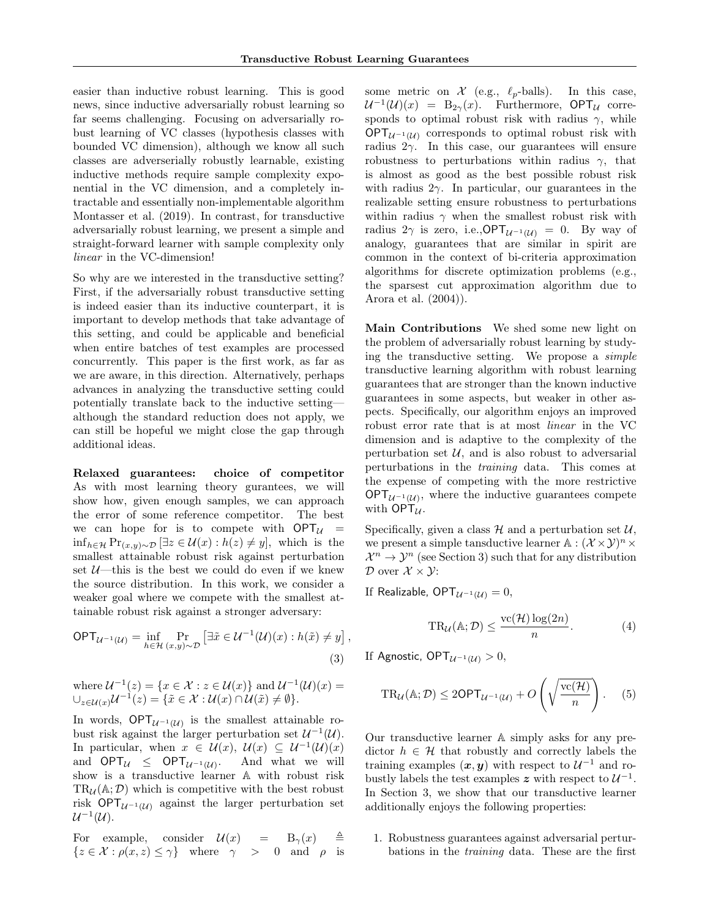easier than inductive robust learning. This is good news, since inductive adversarially robust learning so far seems challenging. Focusing on adversarially robust learning of VC classes (hypothesis classes with bounded VC dimension), although we know all such classes are adverserially robustly learnable, existing inductive methods require sample complexity exponential in the VC dimension, and a completely intractable and essentially non-implementable algorithm Montasser et al. (2019). In contrast, for transductive adversarially robust learning, we present a simple and straight-forward learner with sample complexity only *linear* in the VC-dimension!

So why are we interested in the transductive setting? First, if the adversarially robust transductive setting is indeed easier than its inductive counterpart, it is important to develop methods that take advantage of this setting, and could be applicable and beneficial when entire batches of test examples are processed concurrently. This paper is the first work, as far as we are aware, in this direction. Alternatively, perhaps advances in analyzing the transductive setting could potentially translate back to the inductive setting—although the standard reduction does not apply, we can still be hopeful we might close the gap through additional ideas.

**Relaxed guarantees: choice of competitor** As with most learning theory gurantees, we will show how, given enough samples, we can approach the error of some reference competitor. The best we can hope for is to compete with $\mathsf{OPT}_{\mathcal{U}} = \inf_{h\in\mathcal{H}} \Pr_{(x,y)\sim\mathcal{D}}\left[\exists z \in \mathcal{U}(x) : h(z) \neq y\right]$, which is the smallest attainable robust risk against perturbation set $\mathcal{U}$—this is the best we could do even if we knew the source distribution. In this work, we consider a weaker goal where we compete with the smallest attainable robust risk against a stronger adversary:

$$\mathsf{OPT}_{\mathcal{U}^{-1}(\mathcal{U})} = \inf_{h\in\mathcal{H}} \Pr_{(x,y)\sim\mathcal{D}}\left[\exists \tilde{x} \in \mathcal{U}^{-1}(\mathcal{U})(x) : h(\tilde{x}) \neq y\right], \tag{3}$$

where $\mathcal{U}^{-1}(z) = \{x \in \mathcal{X} : z \in \mathcal{U}(x)\}$ and $\mathcal{U}^{-1}(\mathcal{U})(x) = \cup_{z\in\mathcal{U}(x)}\mathcal{U}^{-1}(z) = \{\tilde{x} \in \mathcal{X} : \mathcal{U}(x) \cap \mathcal{U}(\tilde{x}) \neq \emptyset\}$.

In words, $\mathsf{OPT}_{\mathcal{U}^{-1}(\mathcal{U})}$ is the smallest attainable robust risk against the larger perturbation set $\mathcal{U}^{-1}(\mathcal{U})$. In particular, when $x \in \mathcal{U}(x)$, $\mathcal{U}(x) \subseteq \mathcal{U}^{-1}(\mathcal{U})(x)$ and $\mathsf{OPT}_{\mathcal{U}} \leq \mathsf{OPT}_{\mathcal{U}^{-1}(\mathcal{U})}$. And what we will show is a transductive learner $\mathbb{A}$ with robust risk $\mathrm{TR}_{\mathcal{U}}(\mathbb{A};\mathcal{D})$ which is competitive with the best robust risk $\mathsf{OPT}_{\mathcal{U}^{-1}(\mathcal{U})}$ against the larger perturbation set $\mathcal{U}^{-1}(\mathcal{U})$.

For example, consider $\mathcal{U}(x) = \mathrm{B}_\gamma(x) \triangleq \{z \in \mathcal{X} : \rho(x,z) \leq \gamma\}$ where $\gamma > 0$ and $\rho$ is some metric on $\mathcal{X}$ (e.g., $\ell_p$-balls). In this case, $\mathcal{U}^{-1}(\mathcal{U})(x) = \mathrm{B}_{2\gamma}(x)$. Furthermore, $\mathsf{OPT}_{\mathcal{U}}$ corresponds to optimal robust risk with radius $\gamma$, while $\mathsf{OPT}_{\mathcal{U}^{-1}(\mathcal{U})}$ corresponds to optimal robust risk with radius $2\gamma$. In this case, our guarantees will ensure robustness to perturbations within radius $\gamma$, that is almost as good as the best possible robust risk with radius $2\gamma$. In particular, our guarantees in the realizable setting ensure robustness to perturbations within radius $\gamma$ when the smallest robust risk with radius $2\gamma$ is zero, i.e.,$\mathsf{OPT}_{\mathcal{U}^{-1}(\mathcal{U})} = 0$. By way of analogy, guarantees that are similar in spirit are common in the context of bi-criteria approximation algorithms for discrete optimization problems (e.g., the sparsest cut approximation algorithm due to Arora et al. (2004)).

**Main Contributions** We shed some new light on the problem of adversarially robust learning by studying the transductive setting. We propose a *simple* transductive learning algorithm with robust learning guarantees that are stronger than the known inductive guarantees in some aspects, but weaker in other aspects. Specifically, our algorithm enjoys an improved robust error rate that is at most *linear* in the VC dimension and is adaptive to the complexity of the perturbation set $\mathcal{U}$, and is also robust to adversarial perturbations in the *training* data. This comes at the expense of competing with the more restrictive $\mathsf{OPT}_{\mathcal{U}^{-1}(\mathcal{U})}$, where the inductive guarantees compete with $\mathsf{OPT}_{\mathcal{U}}$.

Specifically, given a class $\mathcal{H}$ and a perturbation set $\mathcal{U}$, we present a simple tansductive learner $\mathbb{A} : (\mathcal{X}\times\mathcal{Y})^n \times \mathcal{X}^n \to \mathcal{Y}^n$ (see Section 3) such that for any distribution $\mathcal{D}$ over $\mathcal{X}\times\mathcal{Y}$:

If Realizable, $\mathsf{OPT}_{\mathcal{U}^{-1}(\mathcal{U})} = 0$,

$$\mathrm{TR}_{\mathcal{U}}(\mathbb{A};\mathcal{D}) \leq \frac{\mathrm{vc}(\mathcal{H})\log(2n)}{n}. \tag{4}$$

If Agnostic, $\mathsf{OPT}_{\mathcal{U}^{-1}(\mathcal{U})} > 0$,

$$\mathrm{TR}_{\mathcal{U}}(\mathbb{A};\mathcal{D}) \leq 2\mathsf{OPT}_{\mathcal{U}^{-1}(\mathcal{U})} + O\left(\sqrt{\frac{\mathrm{vc}(\mathcal{H})}{n}}\right). \tag{5}$$

Our transductive learner $\mathbb{A}$ simply asks for any predictor $h \in \mathcal{H}$ that robustly and correctly labels the training examples $(\boldsymbol{x},\boldsymbol{y})$ with respect to $\mathcal{U}^{-1}$ and robustly labels the test examples $\boldsymbol{z}$ with respect to $\mathcal{U}^{-1}$. In Section 3, we show that our transductive learner additionally enjoys the following properties:

1. Robustness guarantees against adversarial perturbations in the *training* data. These are the first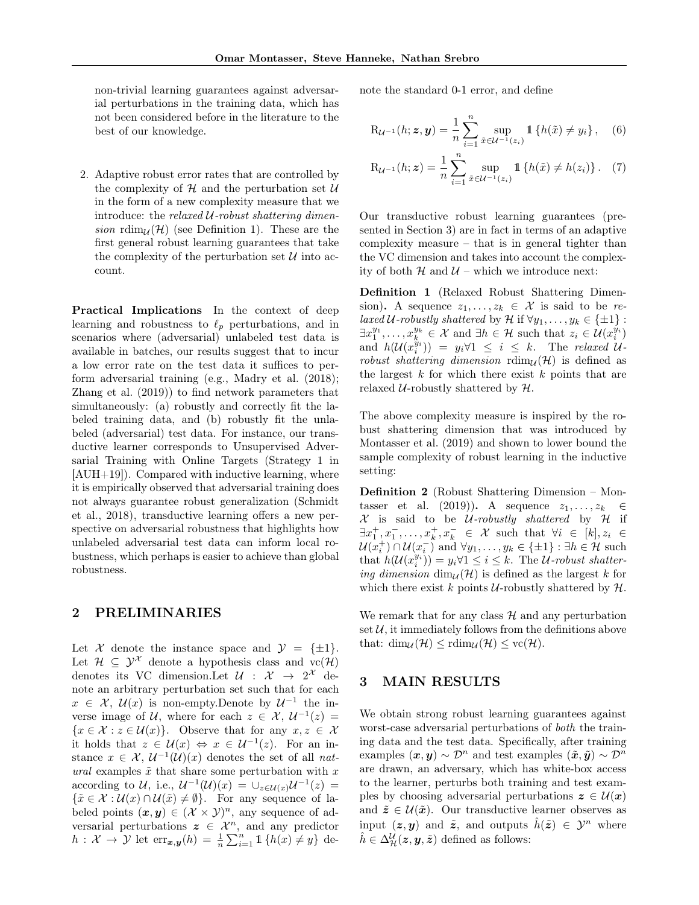non-trivial learning guarantees against adversarial perturbations in the training data, which has not been considered before in the literature to the best of our knowledge.

2. Adaptive robust error rates that are controlled by the complexity of $\mathcal{H}$ and the perturbation set $\mathcal{U}$ in the form of a new complexity measure that we introduce: the *relaxed $\mathcal{U}$-robust shattering dimension* $\mathrm{rdim}_{\mathcal{U}}(\mathcal{H})$ (see Definition 1). These are the first general robust learning guarantees that take the complexity of the perturbation set $\mathcal{U}$ into account.

**Practical Implications** In the context of deep learning and robustness to $\ell_p$ perturbations, and in scenarios where (adversarial) unlabeled test data is available in batches, our results suggest that to incur a low error rate on the test data it suffices to perform adversarial training (e.g., Madry et al. (2018); Zhang et al. (2019)) to find network parameters that simultaneously: (a) robustly and correctly fit the labeled training data, and (b) robustly fit the unlabeled (adversarial) test data. For instance, our transductive learner corresponds to Unsupervised Adversarial Training with Online Targets (Strategy 1 in [AUH+19]). Compared with inductive learning, where it is empirically observed that adversarial training does not always guarantee robust generalization (Schmidt et al., 2018), transductive learning offers a new perspective on adversarial robustness that highlights how unlabeled adversarial test data can inform local robustness, which perhaps is easier to achieve than global robustness.

## 2 PRELIMINARIES

Let $\mathcal{X}$ denote the instance space and $\mathcal{Y} = \{\pm 1\}$. Let $\mathcal{H} \subseteq \mathcal{Y}^{\mathcal{X}}$ denote a hypothesis class and $\mathrm{vc}(\mathcal{H})$ denotes its VC dimension.Let $\mathcal{U} : \mathcal{X} \to 2^{\mathcal{X}}$ denote an arbitrary perturbation set such that for each $x \in \mathcal{X}$, $\mathcal{U}(x)$ is non-empty.Denote by $\mathcal{U}^{-1}$ the inverse image of $\mathcal{U}$, where for each $z \in \mathcal{X}$, $\mathcal{U}^{-1}(z) = \{x \in \mathcal{X} : z \in \mathcal{U}(x)\}$. Observe that for any $x, z \in \mathcal{X}$ it holds that $z \in \mathcal{U}(x) \Leftrightarrow x \in \mathcal{U}^{-1}(z)$. For an instance $x \in \mathcal{X}$, $\mathcal{U}^{-1}(\mathcal{U})(x)$ denotes the set of all *natural* examples $\tilde{x}$ that share some perturbation with $x$ according to $\mathcal{U}$, i.e., $\mathcal{U}^{-1}(\mathcal{U})(x) = \cup_{z \in \mathcal{U}(x)} \mathcal{U}^{-1}(z) = \{\tilde{x} \in \mathcal{X} : \mathcal{U}(x) \cap \mathcal{U}(\tilde{x}) \neq \emptyset\}$. For any sequence of labeled points $(\boldsymbol{x}, \boldsymbol{y}) \in (\mathcal{X} \times \mathcal{Y})^n$, any sequence of adversarial perturbations $\boldsymbol{z} \in \mathcal{X}^n$, and any predictor $h : \mathcal{X} \to \mathcal{Y}$ let $\mathrm{err}_{\boldsymbol{x},\boldsymbol{y}}(h) = \frac{1}{n}\sum_{i=1}^{n} \mathbb{1}\{h(x) \neq y\}$ denote the standard 0-1 error, and define

$$\mathrm{R}_{\mathcal{U}^{-1}}(h; \boldsymbol{z}, \boldsymbol{y}) = \frac{1}{n}\sum_{i=1}^{n} \sup_{\tilde{x} \in \mathcal{U}^{-1}(z_i)} \mathbb{1}\{h(\tilde{x}) \neq y_i\}, \quad (6)$$

$$\mathrm{R}_{\mathcal{U}^{-1}}(h; \boldsymbol{z}) = \frac{1}{n}\sum_{i=1}^{n} \sup_{\tilde{x} \in \mathcal{U}^{-1}(z_i)} \mathbb{1}\{h(\tilde{x}) \neq h(z_i)\}. \quad (7)$$

Our transductive robust learning guarantees (presented in Section 3) are in fact in terms of an adaptive complexity measure – that is in general tighter than the VC dimension and takes into account the complexity of both $\mathcal{H}$ and $\mathcal{U}$ – which we introduce next:

**Definition 1** (Relaxed Robust Shattering Dimension)**.** A sequence $z_1, \dots, z_k \in \mathcal{X}$ is said to be *relaxed $\mathcal{U}$-robustly shattered* by $\mathcal{H}$ if $\forall y_1, \dots, y_k \in \{\pm 1\}$ : $\exists x_1^{y_1}, \dots, x_k^{y_k} \in \mathcal{X}$ and $\exists h \in \mathcal{H}$ such that $z_i \in \mathcal{U}(x_i^{y_i})$ and $h(\mathcal{U}(x_i^{y_i})) = y_i \forall 1 \leq i \leq k$. The *relaxed $\mathcal{U}$-robust shattering dimension* $\mathrm{rdim}_{\mathcal{U}}(\mathcal{H})$ is defined as the largest $k$ for which there exist $k$ points that are relaxed $\mathcal{U}$-robustly shattered by $\mathcal{H}$.

The above complexity measure is inspired by the robust shattering dimension that was introduced by Montasser et al. (2019) and shown to lower bound the sample complexity of robust learning in the inductive setting:

**Definition 2** (Robust Shattering Dimension – Montasser et al. (2019))**.** A sequence $z_1, \dots, z_k \in \mathcal{X}$ is said to be *$\mathcal{U}$-robustly shattered* by $\mathcal{H}$ if $\exists x_1^+, x_1^-, \dots, x_k^+, x_k^- \in \mathcal{X}$ such that $\forall i \in [k], z_i \in \mathcal{U}(x_i^+) \cap \mathcal{U}(x_i^-)$ and $\forall y_1, \dots, y_k \in \{\pm 1\}$ : $\exists h \in \mathcal{H}$ such that $h(\mathcal{U}(x_i^{y_i})) = y_i \forall 1 \leq i \leq k$. The *$\mathcal{U}$-robust shattering dimension* $\dim_{\mathcal{U}}(\mathcal{H})$ is defined as the largest $k$ for which there exist $k$ points $\mathcal{U}$-robustly shattered by $\mathcal{H}$.

We remark that for any class $\mathcal{H}$ and any perturbation set $\mathcal{U}$, it immediately follows from the definitions above that: $\dim_{\mathcal{U}}(\mathcal{H}) \leq \mathrm{rdim}_{\mathcal{U}}(\mathcal{H}) \leq \mathrm{vc}(\mathcal{H})$.

## 3 MAIN RESULTS

We obtain strong robust learning guarantees against worst-case adversarial perturbations of *both* the training data and the test data. Specifically, after training examples $(\boldsymbol{x}, \boldsymbol{y}) \sim \mathcal{D}^n$ and test examples $(\tilde{\boldsymbol{x}}, \tilde{\boldsymbol{y}}) \sim \mathcal{D}^n$ are drawn, an adversary, which has white-box access to the learner, perturbs both training and test examples by choosing adversarial perturbations $\boldsymbol{z} \in \mathcal{U}(\boldsymbol{x})$ and $\tilde{\boldsymbol{z}} \in \mathcal{U}(\tilde{\boldsymbol{x}})$. Our transductive learner observes as input $(\boldsymbol{z}, \boldsymbol{y})$ and $\tilde{\boldsymbol{z}}$, and outputs $\hat{h}(\tilde{\boldsymbol{z}}) \in \mathcal{Y}^n$ where $\hat{h} \in \Delta_{\mathcal{H}}^{\mathcal{U}}(\boldsymbol{z}, \boldsymbol{y}, \tilde{\boldsymbol{z}})$ defined as follows: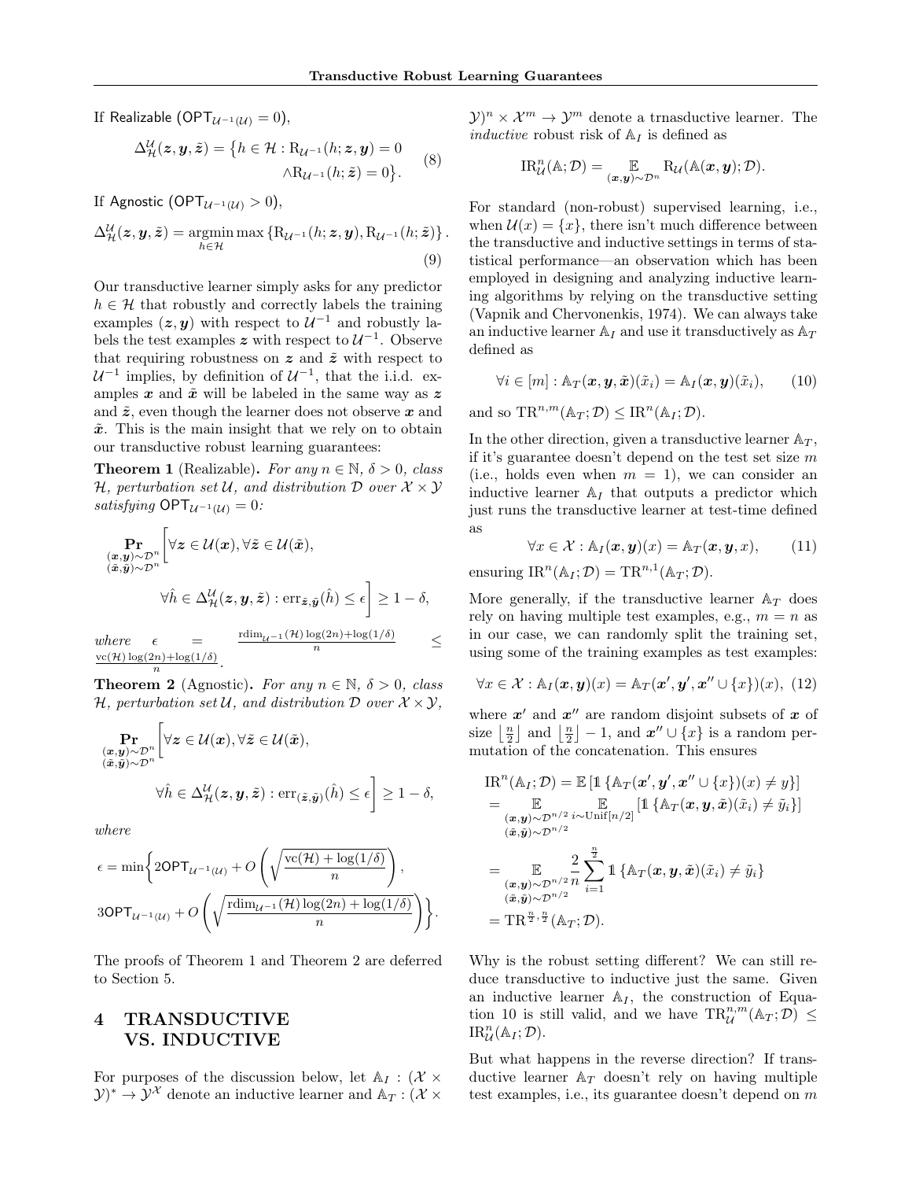If Realizable ($\mathsf{OPT}_{\mathcal{U}^{-1}(\mathcal{U})} = 0$),

$$\Delta^{\mathcal{U}}_{\mathcal{H}}(\boldsymbol{z}, \boldsymbol{y}, \tilde{\boldsymbol{z}}) = \big\{h \in \mathcal{H} : \mathrm{R}_{\mathcal{U}^{-1}}(h; \boldsymbol{z}, \boldsymbol{y}) = 0 \wedge \mathrm{R}_{\mathcal{U}^{-1}}(h; \tilde{\boldsymbol{z}}) = 0\big\}. \tag{8}$$

If Agnostic ($\mathsf{OPT}_{\mathcal{U}^{-1}(\mathcal{U})} > 0$),

$$\Delta^{\mathcal{U}}_{\mathcal{H}}(\boldsymbol{z}, \boldsymbol{y}, \tilde{\boldsymbol{z}}) = \operatorname*{argmin}_{h \in \mathcal{H}} \max\left\{\mathrm{R}_{\mathcal{U}^{-1}}(h; \boldsymbol{z}, \boldsymbol{y}), \mathrm{R}_{\mathcal{U}^{-1}}(h; \tilde{\boldsymbol{z}})\right\}. \tag{9}$$

Our transductive learner simply asks for any predictor $h \in \mathcal{H}$ that robustly and correctly labels the training examples $(\boldsymbol{z}, \boldsymbol{y})$ with respect to $\mathcal{U}^{-1}$ and robustly labels the test examples $\boldsymbol{z}$ with respect to $\mathcal{U}^{-1}$. Observe that requiring robustness on $\boldsymbol{z}$ and $\tilde{\boldsymbol{z}}$ with respect to $\mathcal{U}^{-1}$ implies, by definition of $\mathcal{U}^{-1}$, that the i.i.d. examples $\boldsymbol{x}$ and $\tilde{\boldsymbol{x}}$ will be labeled in the same way as $\boldsymbol{z}$ and $\tilde{\boldsymbol{z}}$, even though the learner does not observe $\boldsymbol{x}$ and $\tilde{\boldsymbol{x}}$. This is the main insight that we rely on to obtain our transductive robust learning guarantees:

**Theorem 1** (Realizable)**.** *For any $n \in \mathbb{N}$, $\delta > 0$, class $\mathcal{H}$, perturbation set $\mathcal{U}$, and distribution $\mathcal{D}$ over $\mathcal{X} \times \mathcal{Y}$ satisfying $\mathsf{OPT}_{\mathcal{U}^{-1}(\mathcal{U})} = 0$:*

$$\Pr_{\substack{(\boldsymbol{x},\boldsymbol{y}) \sim \mathcal{D}^n \\ (\tilde{\boldsymbol{x}},\tilde{\boldsymbol{y}}) \sim \mathcal{D}^n}}\left[\forall \boldsymbol{z} \in \mathcal{U}(\boldsymbol{x}), \forall \tilde{\boldsymbol{z}} \in \mathcal{U}(\tilde{\boldsymbol{x}}), \forall \hat{h} \in \Delta^{\mathcal{U}}_{\mathcal{H}}(\boldsymbol{z}, \boldsymbol{y}, \tilde{\boldsymbol{z}}) : \mathrm{err}_{\tilde{\boldsymbol{z}}, \tilde{\boldsymbol{y}}}(\hat{h}) \leq \epsilon\right] \geq 1 - \delta,$$

*where* $\epsilon = \frac{\mathrm{rdim}_{\mathcal{U}^{-1}}(\mathcal{H}) \log(2n) + \log(1/\delta)}{n} \leq \frac{\mathrm{vc}(\mathcal{H}) \log(2n) + \log(1/\delta)}{n}$.

**Theorem 2** (Agnostic)**.** *For any $n \in \mathbb{N}$, $\delta > 0$, class $\mathcal{H}$, perturbation set $\mathcal{U}$, and distribution $\mathcal{D}$ over $\mathcal{X} \times \mathcal{Y}$,*

$$\Pr_{\substack{(\boldsymbol{x},\boldsymbol{y}) \sim \mathcal{D}^n \\ (\tilde{\boldsymbol{x}},\tilde{\boldsymbol{y}}) \sim \mathcal{D}^n}}\left[\forall \boldsymbol{z} \in \mathcal{U}(\boldsymbol{x}), \forall \tilde{\boldsymbol{z}} \in \mathcal{U}(\tilde{\boldsymbol{x}}), \forall \hat{h} \in \Delta^{\mathcal{U}}_{\mathcal{H}}(\boldsymbol{z}, \boldsymbol{y}, \tilde{\boldsymbol{z}}) : \mathrm{err}_{(\tilde{\boldsymbol{z}}, \tilde{\boldsymbol{y}})}(\hat{h}) \leq \epsilon\right] \geq 1 - \delta,$$

*where*

$$\epsilon = \min\Bigg\{2\mathsf{OPT}_{\mathcal{U}^{-1}(\mathcal{U})} + O\left(\sqrt{\frac{\mathrm{vc}(\mathcal{H}) + \log(1/\delta)}{n}}\right), 3\mathsf{OPT}_{\mathcal{U}^{-1}(\mathcal{U})} + O\left(\sqrt{\frac{\mathrm{rdim}_{\mathcal{U}^{-1}}(\mathcal{H}) \log(2n) + \log(1/\delta)}{n}}\right)\Bigg\}.$$

The proofs of Theorem 1 and Theorem 2 are deferred to Section 5.

# 4 TRANSDUCTIVE VS. INDUCTIVE

For purposes of the discussion below, let $\mathbb{A}_I : (\mathcal{X} \times \mathcal{Y})^* \to \mathcal{Y}^{\mathcal{X}}$ denote an inductive learner and $\mathbb{A}_T : (\mathcal{X} \times \mathcal{Y})^n \times \mathcal{X}^m \to \mathcal{Y}^m$ denote a trnasductive learner. The *inductive* robust risk of $\mathbb{A}_I$ is defined as

$$\mathrm{IR}^n_{\mathcal{U}}(\mathbb{A}; \mathcal{D}) = \mathop{\mathbb{E}}_{(\boldsymbol{x},\boldsymbol{y}) \sim \mathcal{D}^n} \mathrm{R}_{\mathcal{U}}(\mathbb{A}(\boldsymbol{x}, \boldsymbol{y}); \mathcal{D}).$$

For standard (non-robust) supervised learning, i.e., when $\mathcal{U}(x) = \{x\}$, there isn't much difference between the transductive and inductive settings in terms of statistical performance—an observation which has been employed in designing and analyzing inductive learning algorithms by relying on the transductive setting (Vapnik and Chervonenkis, 1974). We can always take an inductive learner $\mathbb{A}_I$ and use it transductively as $\mathbb{A}_T$ defined as

$$\forall i \in [m] : \mathbb{A}_T(\boldsymbol{x}, \boldsymbol{y}, \tilde{\boldsymbol{x}})(\tilde{x}_i) = \mathbb{A}_I(\boldsymbol{x}, \boldsymbol{y})(\tilde{x}_i), \tag{10}$$

and so $\mathrm{TR}^{n,m}(\mathbb{A}_T; \mathcal{D}) \leq \mathrm{IR}^n(\mathbb{A}_I; \mathcal{D})$.

In the other direction, given a transductive learner $\mathbb{A}_T$, if it's guarantee doesn't depend on the test set size $m$ (i.e., holds even when $m = 1$), we can consider an inductive learner $\mathbb{A}_I$ that outputs a predictor which just runs the transductive learner at test-time defined as

$$\forall x \in \mathcal{X} : \mathbb{A}_I(\boldsymbol{x}, \boldsymbol{y})(x) = \mathbb{A}_T(\boldsymbol{x}, \boldsymbol{y}, x), \tag{11}$$

ensuring $\mathrm{IR}^n(\mathbb{A}_I; \mathcal{D}) = \mathrm{TR}^{n,1}(\mathbb{A}_T; \mathcal{D})$.

More generally, if the transductive learner $\mathbb{A}_T$ does rely on having multiple test examples, e.g., $m = n$ as in our case, we can randomly split the training set, using some of the training examples as test examples:

$$\forall x \in \mathcal{X} : \mathbb{A}_I(\boldsymbol{x}, \boldsymbol{y})(x) = \mathbb{A}_T(\boldsymbol{x}', \boldsymbol{y}', \boldsymbol{x}'' \cup \{x\})(x), \tag{12}$$

where $\boldsymbol{x}'$ and $\boldsymbol{x}''$ are random disjoint subsets of $\boldsymbol{x}$ of size $\left\lfloor \frac{n}{2} \right\rfloor$ and $\left\lfloor \frac{n}{2} \right\rfloor - 1$, and $\boldsymbol{x}'' \cup \{x\}$ is a random permutation of the concatenation. This ensures

$$\begin{aligned}
&\mathrm{IR}^n(\mathbb{A}_I; \mathcal{D}) = \mathbb{E}\left[\mathbb{1}\left\{\mathbb{A}_T(\boldsymbol{x}', \boldsymbol{y}', \boldsymbol{x}'' \cup \{x\})(x) \neq y\right\}\right] \\
&= \mathop{\mathbb{E}}_{\substack{(\boldsymbol{x},\boldsymbol{y}) \sim \mathcal{D}^{n/2} \\ (\tilde{\boldsymbol{x}},\tilde{\boldsymbol{y}}) \sim \mathcal{D}^{n/2}}} \mathop{\mathbb{E}}_{i \sim \mathrm{Unif}[n/2]} \left[\mathbb{1}\left\{\mathbb{A}_T(\boldsymbol{x}, \boldsymbol{y}, \tilde{\boldsymbol{x}})(\tilde{x}_i) \neq \tilde{y}_i\right\}\right] \\
&= \mathop{\mathbb{E}}_{\substack{(\boldsymbol{x},\boldsymbol{y}) \sim \mathcal{D}^{n/2} \\ (\tilde{\boldsymbol{x}},\tilde{\boldsymbol{y}}) \sim \mathcal{D}^{n/2}}} \frac{2}{n} \sum_{i=1}^{\frac{n}{2}} \mathbb{1}\left\{\mathbb{A}_T(\boldsymbol{x}, \boldsymbol{y}, \tilde{\boldsymbol{x}})(\tilde{x}_i) \neq \tilde{y}_i\right\} \\
&= \mathrm{TR}^{\frac{n}{2}, \frac{n}{2}}(\mathbb{A}_T; \mathcal{D}).
\end{aligned}$$

Why is the robust setting different? We can still reduce transductive to inductive just the same. Given an inductive learner $\mathbb{A}_I$, the construction of Equation 10 is still valid, and we have $\mathrm{TR}^{n,m}_{\mathcal{U}}(\mathbb{A}_T; \mathcal{D}) \leq \mathrm{IR}^n_{\mathcal{U}}(\mathbb{A}_I; \mathcal{D})$.

But what happens in the reverse direction? If transductive learner $\mathbb{A}_T$ doesn't rely on having multiple test examples, i.e., its guarantee doesn't depend on $m$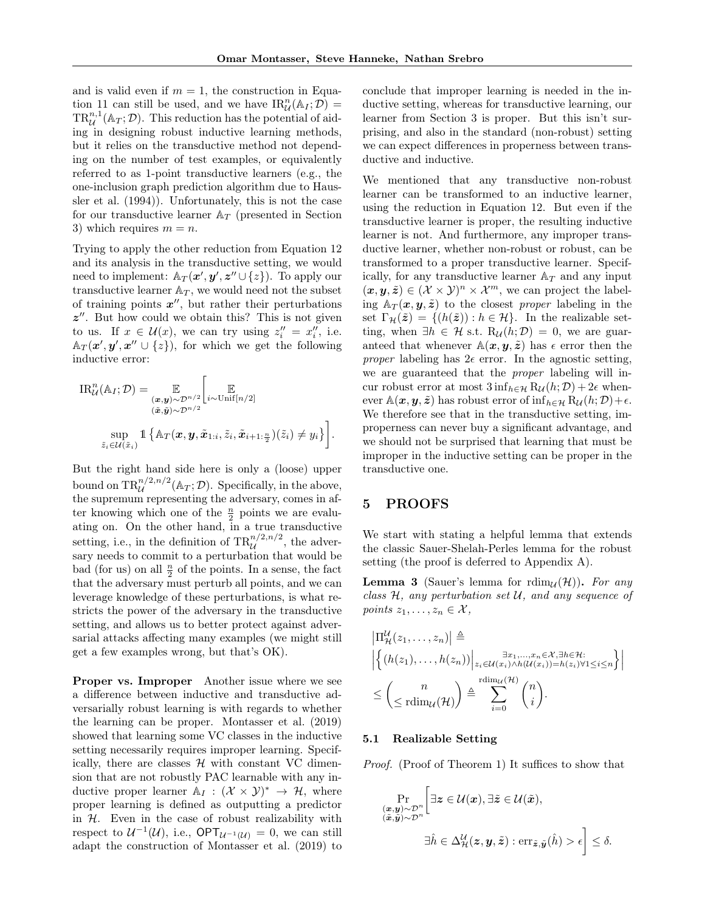and is valid even if $m = 1$, the construction in Equation 11 can still be used, and we have $\mathrm{IR}^n_{\mathcal{U}}(\mathbb{A}_I; \mathcal{D}) = \mathrm{TR}^{n,1}_{\mathcal{U}}(\mathbb{A}_T; \mathcal{D})$. This reduction has the potential of aiding in designing robust inductive learning methods, but it relies on the transductive method not depending on the number of test examples, or equivalently referred to as 1-point transductive learners (e.g., the one-inclusion graph prediction algorithm due to Haussler et al. (1994)). Unfortunately, this is not the case for our transductive learner $\mathbb{A}_T$ (presented in Section 3) which requires $m = n$.

Trying to apply the other reduction from Equation 12 and its analysis in the transductive setting, we would need to implement: $\mathbb{A}_T(\boldsymbol{x}', \boldsymbol{y}', \boldsymbol{z}'' \cup \{z\})$. To apply our transductive learner $\mathbb{A}_T$, we would need not the subset of training points $\boldsymbol{x}''$, but rather their perturbations $\boldsymbol{z}''$. But how could we obtain this? This is not given to us. If $x \in \mathcal{U}(x)$, we can try using $z''_i = x''_i$, i.e. $\mathbb{A}_T(\boldsymbol{x}', \boldsymbol{y}', \boldsymbol{x}'' \cup \{z\})$, for which we get the following inductive error:

$$\mathrm{IR}^n_{\mathcal{U}}(\mathbb{A}_I; \mathcal{D}) = \mathop{\mathbb{E}}_{\substack{(\boldsymbol{x},\boldsymbol{y})\sim\mathcal{D}^{n/2} \\ (\tilde{\boldsymbol{x}},\tilde{\boldsymbol{y}})\sim\mathcal{D}^{n/2}}} \Bigg[ \mathop{\mathbb{E}}_{i\sim\mathrm{Unif}[n/2]} \sup_{\tilde{z}_i \in \mathcal{U}(\tilde{x}_i)} \mathbb{1}\left\{ \mathbb{A}_T(\boldsymbol{x}, \boldsymbol{y}, \tilde{\boldsymbol{x}}_{1:i}, \tilde{z}_i, \tilde{\boldsymbol{x}}_{i+1:\frac{n}{2}})(\tilde{z}_i) \neq y_i \right\} \Bigg].$$

But the right hand side here is only a (loose) upper bound on $\mathrm{TR}^{n/2,n/2}_{\mathcal{U}}(\mathbb{A}_T; \mathcal{D})$. Specifically, in the above, the supremum representing the adversary, comes in after knowing which one of the $\frac{n}{2}$ points we are evaluating on. On the other hand, in a true transductive setting, i.e., in the definition of $\mathrm{TR}^{n/2,n/2}_{\mathcal{U}}$, the adversary needs to commit to a perturbation that would be bad (for us) on all $\frac{n}{2}$ of the points. In a sense, the fact that the adversary must perturb all points, and we can leverage knowledge of these perturbations, is what restricts the power of the adversary in the transductive setting, and allows us to better protect against adversarial attacks affecting many examples (we might still get a few examples wrong, but that's OK).

**Proper vs. Improper** Another issue where we see a difference between inductive and transductive adversarially robust learning is with regards to whether the learning can be proper. Montasser et al. (2019) showed that learning some VC classes in the inductive setting necessarily requires improper learning. Specifically, there are classes $\mathcal{H}$ with constant VC dimension that are not robustly PAC learnable with any inductive proper learner $\mathbb{A}_I : (\mathcal{X} \times \mathcal{Y})^* \to \mathcal{H}$, where proper learning is defined as outputting a predictor in $\mathcal{H}$. Even in the case of robust realizability with respect to $\mathcal{U}^{-1}(\mathcal{U})$, i.e., $\mathsf{OPT}_{\mathcal{U}^{-1}(\mathcal{U})} = 0$, we can still adapt the construction of Montasser et al. (2019) to conclude that improper learning is needed in the inductive setting, whereas for transductive learning, our learner from Section 3 is proper. But this isn't surprising, and also in the standard (non-robust) setting we can expect differences in properness between transductive and inductive.

We mentioned that any transductive non-robust learner can be transformed to an inductive learner, using the reduction in Equation 12. But even if the transductive learner is proper, the resulting inductive learner is not. And furthermore, any improper transductive learner, whether non-robust or robust, can be transformed to a proper transductive learner. Specifically, for any transductive learner $\mathbb{A}_T$ and any input $(\boldsymbol{x}, \boldsymbol{y}, \tilde{\boldsymbol{z}}) \in (\mathcal{X} \times \mathcal{Y})^n \times \mathcal{X}^m$, we can project the labeling $\mathbb{A}_T(\boldsymbol{x}, \boldsymbol{y}, \tilde{\boldsymbol{z}})$ to the closest *proper* labeling in the set $\Gamma_{\mathcal{H}}(\tilde{\boldsymbol{z}}) = \{(h(\tilde{\boldsymbol{z}})) : h \in \mathcal{H}\}$. In the realizable setting, when $\exists h \in \mathcal{H}$ s.t. $\mathrm{R}_{\mathcal{U}}(h; \mathcal{D}) = 0$, we are guaranteed that whenever $\mathbb{A}(\boldsymbol{x}, \boldsymbol{y}, \tilde{\boldsymbol{z}})$ has $\epsilon$ error then the *proper* labeling has $2\epsilon$ error. In the agnostic setting, we are guaranteed that the *proper* labeling will incur robust error at most $3 \inf_{h\in\mathcal{H}} \mathrm{R}_{\mathcal{U}}(h; \mathcal{D}) + 2\epsilon$ whenever $\mathbb{A}(\boldsymbol{x}, \boldsymbol{y}, \tilde{\boldsymbol{z}})$ has robust error of $\inf_{h\in\mathcal{H}} \mathrm{R}_{\mathcal{U}}(h; \mathcal{D}) + \epsilon$. We therefore see that in the transductive setting, improperness can never buy a significant advantage, and we should not be surprised that learning that must be improper in the inductive setting can be proper in the transductive one.

# 5 PROOFS

We start with stating a helpful lemma that extends the classic Sauer-Shelah-Perles lemma for the robust setting (the proof is deferred to Appendix A).

**Lemma 3** (Sauer's lemma for $\mathrm{rdim}_{\mathcal{U}}(\mathcal{H})$)**.** *For any class $\mathcal{H}$, any perturbation set $\mathcal{U}$, and any sequence of points $z_1, \dots, z_n \in \mathcal{X}$,*

$$\left|\Pi^{\mathcal{U}}_{\mathcal{H}}(z_1, \dots, z_n)\right| \triangleq \left| \left\{ (h(z_1), \dots, h(z_n)) \Big|_{z_i \in \mathcal{U}(x_i) \wedge h(\mathcal{U}(x_i)) = h(z_i) \forall 1 \leq i \leq n}^{\exists x_1, \dots, x_n \in \mathcal{X}, \exists h \in \mathcal{H}:} \right\} \right| \leq \binom{n}{\leq \mathrm{rdim}_{\mathcal{U}}(\mathcal{H})} \triangleq \sum_{i=0}^{\mathrm{rdim}_{\mathcal{U}}(\mathcal{H})} \binom{n}{i}.$$

## 5.1 Realizable Setting

*Proof.* (Proof of Theorem 1) It suffices to show that

$$\Pr_{\substack{(\boldsymbol{x},\boldsymbol{y})\sim\mathcal{D}^n \\ (\tilde{\boldsymbol{x}},\tilde{\boldsymbol{y}})\sim\mathcal{D}^n}} \Bigg[ \exists \boldsymbol{z} \in \mathcal{U}(\boldsymbol{x}), \exists \tilde{\boldsymbol{z}} \in \mathcal{U}(\tilde{\boldsymbol{x}}), \exists \hat{h} \in \Delta^{\mathcal{U}}_{\mathcal{H}}(\boldsymbol{z}, \boldsymbol{y}, \tilde{\boldsymbol{z}}) : \mathrm{err}_{\tilde{\boldsymbol{z}}, \tilde{\boldsymbol{y}}}(\hat{h}) > \epsilon \Bigg] \leq \delta.$$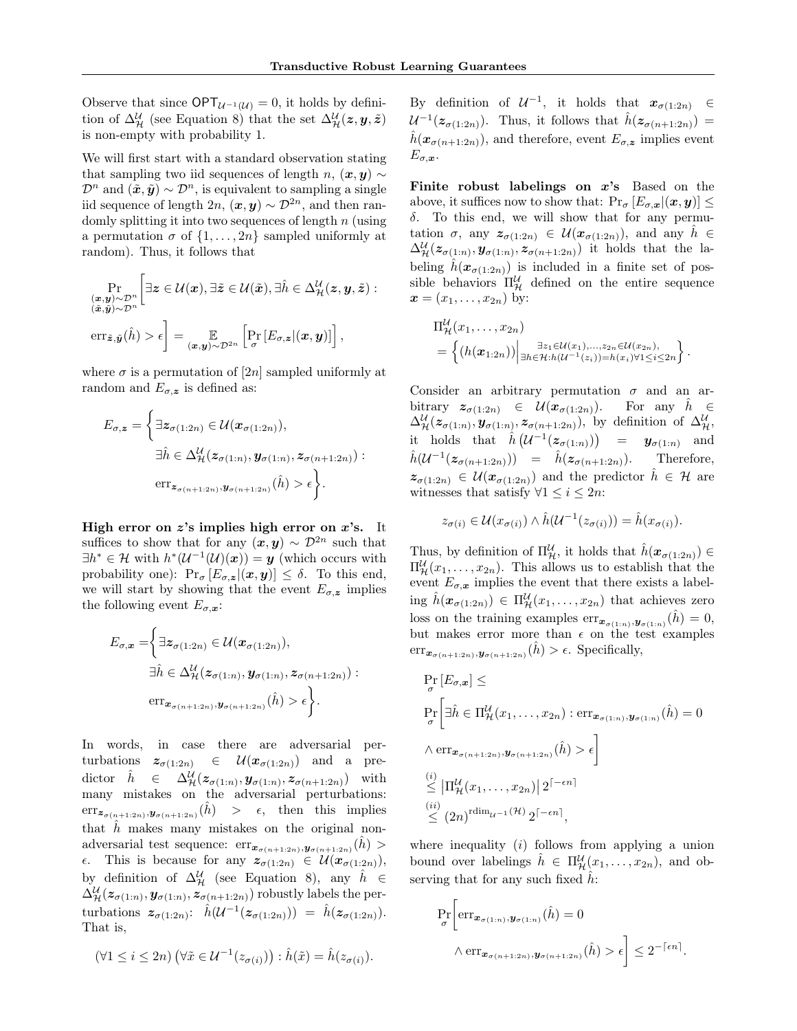Observe that since $\mathsf{OPT}_{\mathcal{U}^{-1}(\mathcal{U})} = 0$, it holds by definition of $\Delta^{\mathcal{U}}_{\mathcal{H}}$ (see Equation 8) that the set $\Delta^{\mathcal{U}}_{\mathcal{H}}(\boldsymbol{z}, \boldsymbol{y}, \tilde{\boldsymbol{z}})$ is non-empty with probability 1.

We will first start with a standard observation stating that sampling two iid sequences of length $n$, $(\boldsymbol{x}, \boldsymbol{y}) \sim \mathcal{D}^n$ and $(\tilde{\boldsymbol{x}}, \tilde{\boldsymbol{y}}) \sim \mathcal{D}^n$, is equivalent to sampling a single iid sequence of length $2n$, $(\boldsymbol{x}, \boldsymbol{y}) \sim \mathcal{D}^{2n}$, and then randomly splitting it into two sequences of length $n$ (using a permutation $\sigma$ of $\{1, \ldots, 2n\}$ sampled uniformly at random). Thus, it follows that

$$\Pr_{\substack{(\boldsymbol{x},\boldsymbol{y})\sim\mathcal{D}^n \\ (\tilde{\boldsymbol{x}},\tilde{\boldsymbol{y}})\sim\mathcal{D}^n}}\left[\exists \boldsymbol{z} \in \mathcal{U}(\boldsymbol{x}), \exists \tilde{\boldsymbol{z}} \in \mathcal{U}(\tilde{\boldsymbol{x}}), \exists \hat{h} \in \Delta^{\mathcal{U}}_{\mathcal{H}}(\boldsymbol{z}, \boldsymbol{y}, \tilde{\boldsymbol{z}}) : \mathrm{err}_{\tilde{\boldsymbol{z}}, \tilde{\boldsymbol{y}}}(\hat{h}) > \epsilon\right] = \mathop{\mathbb{E}}_{(\boldsymbol{x},\boldsymbol{y})\sim\mathcal{D}^{2n}}\left[\Pr_\sigma\left[E_{\sigma,\boldsymbol{z}} | (\boldsymbol{x}, \boldsymbol{y})\right]\right],$$

where $\sigma$ is a permutation of $[2n]$ sampled uniformly at random and $E_{\sigma,\boldsymbol{z}}$ is defined as:

$$E_{\sigma,\boldsymbol{z}} = \Big\{\exists \boldsymbol{z}_{\sigma(1:2n)} \in \mathcal{U}(\boldsymbol{x}_{\sigma(1:2n)}), \exists \hat{h} \in \Delta^{\mathcal{U}}_{\mathcal{H}}(\boldsymbol{z}_{\sigma(1:n)}, \boldsymbol{y}_{\sigma(1:n)}, \boldsymbol{z}_{\sigma(n+1:2n)}) : \mathrm{err}_{\boldsymbol{z}_{\sigma(n+1:2n)}, \boldsymbol{y}_{\sigma(n+1:2n)}}(\hat{h}) > \epsilon\Big\}.$$

**High error on $z$'s implies high error on $x$'s.** It suffices to show that for any $(\boldsymbol{x}, \boldsymbol{y}) \sim \mathcal{D}^{2n}$ such that $\exists h^* \in \mathcal{H}$ with $h^*(\mathcal{U}^{-1}(\mathcal{U})(\boldsymbol{x})) = \boldsymbol{y}$ (which occurs with probability one): $\Pr_\sigma\left[E_{\sigma,\boldsymbol{z}} | (\boldsymbol{x}, \boldsymbol{y})\right] \leq \delta$. To this end, we will start by showing that the event $E_{\sigma,\boldsymbol{z}}$ implies the following event $E_{\sigma,\boldsymbol{x}}$:

$$E_{\sigma,\boldsymbol{x}} = \Big\{\exists \boldsymbol{z}_{\sigma(1:2n)} \in \mathcal{U}(\boldsymbol{x}_{\sigma(1:2n)}), \exists \hat{h} \in \Delta^{\mathcal{U}}_{\mathcal{H}}(\boldsymbol{z}_{\sigma(1:n)}, \boldsymbol{y}_{\sigma(1:n)}, \boldsymbol{z}_{\sigma(n+1:2n)}) : \mathrm{err}_{\boldsymbol{x}_{\sigma(n+1:2n)}, \boldsymbol{y}_{\sigma(n+1:2n)}}(\hat{h}) > \epsilon\Big\}.$$

In words, in case there are adversarial perturbations $\boldsymbol{z}_{\sigma(1:2n)} \in \mathcal{U}(\boldsymbol{x}_{\sigma(1:2n)})$ and a predictor $\hat{h} \in \Delta^{\mathcal{U}}_{\mathcal{H}}(\boldsymbol{z}_{\sigma(1:n)}, \boldsymbol{y}_{\sigma(1:n)}, \boldsymbol{z}_{\sigma(n+1:2n)})$ with many mistakes on the adversarial perturbations: $\mathrm{err}_{\boldsymbol{z}_{\sigma(n+1:2n)}, \boldsymbol{y}_{\sigma(n+1:2n)}}(\hat{h}) > \epsilon$, then this implies that $\hat{h}$ makes many mistakes on the original non-adversarial test sequence: $\mathrm{err}_{\boldsymbol{x}_{\sigma(n+1:2n)}, \boldsymbol{y}_{\sigma(n+1:2n)}}(\hat{h}) > \epsilon$. This is because for any $\boldsymbol{z}_{\sigma(1:2n)} \in \mathcal{U}(\boldsymbol{x}_{\sigma(1:2n)})$, by definition of $\Delta^{\mathcal{U}}_{\mathcal{H}}$ (see Equation 8), any $\hat{h} \in \Delta^{\mathcal{U}}_{\mathcal{H}}(\boldsymbol{z}_{\sigma(1:n)}, \boldsymbol{y}_{\sigma(1:n)}, \boldsymbol{z}_{\sigma(n+1:2n)})$ robustly labels the perturbations $\boldsymbol{z}_{\sigma(1:2n)}$: $\hat{h}(\mathcal{U}^{-1}(\boldsymbol{z}_{\sigma(1:2n)})) = \hat{h}(\boldsymbol{z}_{\sigma(1:2n)})$. That is,

$$(\forall 1 \leq i \leq 2n)\left(\forall \tilde{x} \in \mathcal{U}^{-1}(z_{\sigma(i)})\right) : \hat{h}(\tilde{x}) = \hat{h}(z_{\sigma(i)}).$$

By definition of $\mathcal{U}^{-1}$, it holds that $\boldsymbol{x}_{\sigma(1:2n)} \in \mathcal{U}^{-1}(\boldsymbol{z}_{\sigma(1:2n)})$. Thus, it follows that $\hat{h}(\boldsymbol{z}_{\sigma(n+1:2n)}) = \hat{h}(\boldsymbol{x}_{\sigma(n+1:2n)})$, and therefore, event $E_{\sigma,\boldsymbol{z}}$ implies event $E_{\sigma,\boldsymbol{x}}$.

**Finite robust labelings on $x$'s** Based on the above, it suffices now to show that: $\Pr_\sigma\left[E_{\sigma,\boldsymbol{x}} | (\boldsymbol{x}, \boldsymbol{y})\right] \leq \delta$. To this end, we will show that for any permutation $\sigma$, any $\boldsymbol{z}_{\sigma(1:2n)} \in \mathcal{U}(\boldsymbol{x}_{\sigma(1:2n)})$, and any $\hat{h} \in \Delta^{\mathcal{U}}_{\mathcal{H}}(\boldsymbol{z}_{\sigma(1:n)}, \boldsymbol{y}_{\sigma(1:n)}, \boldsymbol{z}_{\sigma(n+1:2n)})$ it holds that the labeling $\hat{h}(\boldsymbol{x}_{\sigma(1:2n)})$ is included in a finite set of possible behaviors $\Pi^{\mathcal{U}}_{\mathcal{H}}$ defined on the entire sequence $\boldsymbol{x} = (x_1, \ldots, x_{2n})$ by:

$$\Pi^{\mathcal{U}}_{\mathcal{H}}(x_1, \ldots, x_{2n}) = \left\{(h(\boldsymbol{x}_{1:2n}))\Big|_{\exists h \in \mathcal{H}: h(\mathcal{U}^{-1}(z_i)) = h(x_i) \forall 1 \leq i \leq 2n}^{\exists z_1 \in \mathcal{U}(x_1), \ldots, z_{2n} \in \mathcal{U}(x_{2n}),}\right\}.$$

Consider an arbitrary permutation $\sigma$ and an arbitrary $\boldsymbol{z}_{\sigma(1:2n)} \in \mathcal{U}(\boldsymbol{x}_{\sigma(1:2n)})$. For any $\hat{h} \in \Delta^{\mathcal{U}}_{\mathcal{H}}(\boldsymbol{z}_{\sigma(1:n)}, \boldsymbol{y}_{\sigma(1:n)}, \boldsymbol{z}_{\sigma(n+1:2n)})$, by definition of $\Delta^{\mathcal{U}}_{\mathcal{H}}$, it holds that $\hat{h}\left(\mathcal{U}^{-1}(\boldsymbol{z}_{\sigma(1:n)})\right) = \boldsymbol{y}_{\sigma(1:n)}$ and $\hat{h}(\mathcal{U}^{-1}(\boldsymbol{z}_{\sigma(n+1:2n)})) = \hat{h}(\boldsymbol{z}_{\sigma(n+1:2n)})$. Therefore, $\boldsymbol{z}_{\sigma(1:2n)} \in \mathcal{U}(\boldsymbol{x}_{\sigma(1:2n)})$ and the predictor $\hat{h} \in \mathcal{H}$ are witnesses that satisfy $\forall 1 \leq i \leq 2n$:

$$z_{\sigma(i)} \in \mathcal{U}(x_{\sigma(i)}) \wedge \hat{h}(\mathcal{U}^{-1}(z_{\sigma(i)})) = \hat{h}(x_{\sigma(i)}).$$

Thus, by definition of $\Pi^{\mathcal{U}}_{\mathcal{H}}$, it holds that $\hat{h}(\boldsymbol{x}_{\sigma(1:2n)}) \in \Pi^{\mathcal{U}}_{\mathcal{H}}(x_1, \ldots, x_{2n})$. This allows us to establish that the event $E_{\sigma,\boldsymbol{x}}$ implies the event that there exists a labeling $\hat{h}(\boldsymbol{x}_{\sigma(1:2n)}) \in \Pi^{\mathcal{U}}_{\mathcal{H}}(x_1, \ldots, x_{2n})$ that achieves zero loss on the training examples $\mathrm{err}_{\boldsymbol{x}_{\sigma(1:n)}, \boldsymbol{y}_{\sigma(1:n)}}(\hat{h}) = 0$, but makes error more than $\epsilon$ on the test examples $\mathrm{err}_{\boldsymbol{x}_{\sigma(n+1:2n)}, \boldsymbol{y}_{\sigma(n+1:2n)}}(\hat{h}) > \epsilon$. Specifically,

$$\begin{aligned}
&\Pr_\sigma\left[E_{\sigma,\boldsymbol{x}}\right] \leq \\
&\Pr_\sigma\left[\exists \hat{h} \in \Pi^{\mathcal{U}}_{\mathcal{H}}(x_1, \ldots, x_{2n}) : \mathrm{err}_{\boldsymbol{x}_{\sigma(1:n)}, \boldsymbol{y}_{\sigma(1:n)}}(\hat{h}) = 0 \wedge \mathrm{err}_{\boldsymbol{x}_{\sigma(n+1:2n)}, \boldsymbol{y}_{\sigma(n+1:2n)}}(\hat{h}) > \epsilon\right] \\
&\overset{(i)}{\leq} \left|\Pi^{\mathcal{U}}_{\mathcal{H}}(x_1, \ldots, x_{2n})\right| 2^{\lceil -\epsilon n \rceil} \\
&\overset{(ii)}{\leq} (2n)^{\mathrm{rdim}_{\mathcal{U}^{-1}}(\mathcal{H})} 2^{\lceil -\epsilon n \rceil},
\end{aligned}$$

where inequality $(i)$ follows from applying a union bound over labelings $\hat{h} \in \Pi^{\mathcal{U}}_{\mathcal{H}}(x_1, \ldots, x_{2n})$, and observing that for any such fixed $\hat{h}$:

$$\Pr_\sigma\left[\mathrm{err}_{\boldsymbol{x}_{\sigma(1:n)}, \boldsymbol{y}_{\sigma(1:n)}}(\hat{h}) = 0 \wedge \mathrm{err}_{\boldsymbol{x}_{\sigma(n+1:2n)}, \boldsymbol{y}_{\sigma(n+1:2n)}}(\hat{h}) > \epsilon\right] \leq 2^{-\lceil \epsilon n \rceil}.$$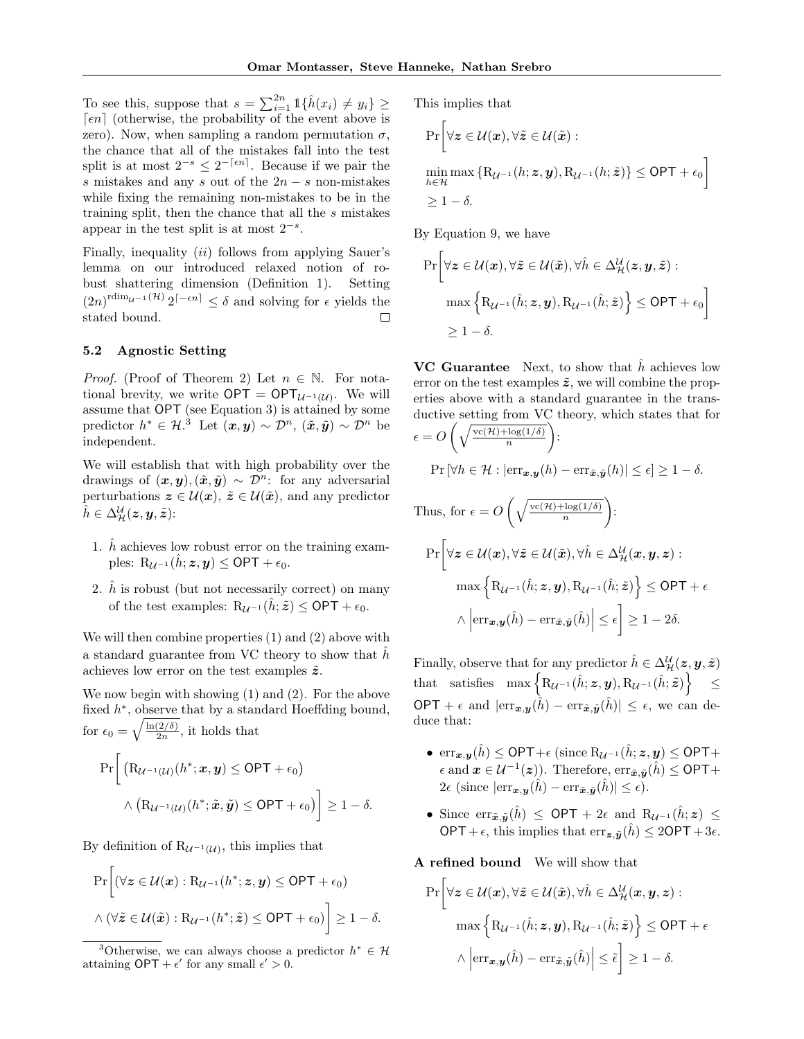To see this, suppose that $s = \sum_{i=1}^{2n} \mathbb{1}\{\hat{h}(x_i) \neq y_i\} \geq \lceil \epsilon n \rceil$ (otherwise, the probability of the event above is zero). Now, when sampling a random permutation $\sigma$, the chance that all of the mistakes fall into the test split is at most $2^{-s} \leq 2^{-\lceil \epsilon n \rceil}$. Because if we pair the $s$ mistakes and any $s$ out of the $2n - s$ non-mistakes while fixing the remaining non-mistakes to be in the training split, then the chance that all the $s$ mistakes appear in the test split is at most $2^{-s}$.

Finally, inequality $(ii)$ follows from applying Sauer's lemma on our introduced relaxed notion of robust shattering dimension (Definition 1). Setting $(2n)^{\mathrm{rdim}_{\mathcal{U}^{-1}}(\mathcal{H})} 2^{\lceil -\epsilon n \rceil} \leq \delta$ and solving for $\epsilon$ yields the stated bound. □

### 5.2 Agnostic Setting

*Proof.* (Proof of Theorem 2) Let $n \in \mathbb{N}$. For notational brevity, we write $\mathsf{OPT} = \mathsf{OPT}_{\mathcal{U}^{-1}(\mathcal{U})}$. We will assume that $\mathsf{OPT}$ (see Equation 3) is attained by some predictor $h^* \in \mathcal{H}$.[3] Let $(\boldsymbol{x}, \boldsymbol{y}) \sim \mathcal{D}^n$, $(\tilde{\boldsymbol{x}}, \tilde{\boldsymbol{y}}) \sim \mathcal{D}^n$ be independent.

We will establish that with high probability over the drawings of $(\boldsymbol{x}, \boldsymbol{y}), (\tilde{\boldsymbol{x}}, \tilde{\boldsymbol{y}}) \sim \mathcal{D}^n$: for any adversarial perturbations $\boldsymbol{z} \in \mathcal{U}(\boldsymbol{x})$, $\tilde{\boldsymbol{z}} \in \mathcal{U}(\tilde{\boldsymbol{x}})$, and any predictor $\hat{h} \in \Delta_{\mathcal{H}}^{\mathcal{U}}(\boldsymbol{z}, \boldsymbol{y}, \tilde{\boldsymbol{z}})$:

1. $\hat{h}$ achieves low robust error on the training examples: $\mathrm{R}_{\mathcal{U}^{-1}}(\hat{h}; \boldsymbol{z}, \boldsymbol{y}) \leq \mathsf{OPT} + \epsilon_0$.
2. $\hat{h}$ is robust (but not necessarily correct) on many of the test examples: $\mathrm{R}_{\mathcal{U}^{-1}}(\hat{h}; \tilde{\boldsymbol{z}}) \leq \mathsf{OPT} + \epsilon_0$.

We will then combine properties (1) and (2) above with a standard guarantee from VC theory to show that $\hat{h}$ achieves low error on the test examples $\tilde{\boldsymbol{z}}$.

We now begin with showing (1) and (2). For the above fixed $h^*$, observe that by a standard Hoeffding bound, for $\epsilon_0 = \sqrt{\frac{\ln(2/\delta)}{2n}}$, it holds that

$$\Pr\bigg[ \left(\mathrm{R}_{\mathcal{U}^{-1}(\mathcal{U})}(h^*; \boldsymbol{x}, \boldsymbol{y}) \leq \mathsf{OPT} + \epsilon_0\right) \wedge \left(\mathrm{R}_{\mathcal{U}^{-1}(\mathcal{U})}(h^*; \tilde{\boldsymbol{x}}, \tilde{\boldsymbol{y}}) \leq \mathsf{OPT} + \epsilon_0\right) \bigg] \geq 1 - \delta.$$

By definition of $\mathrm{R}_{\mathcal{U}^{-1}(\mathcal{U})}$, this implies that

$$\Pr\bigg[ (\forall \boldsymbol{z} \in \mathcal{U}(\boldsymbol{x}) : \mathrm{R}_{\mathcal{U}^{-1}}(h^*; \boldsymbol{z}, \boldsymbol{y}) \leq \mathsf{OPT} + \epsilon_0) \wedge (\forall \tilde{\boldsymbol{z}} \in \mathcal{U}(\tilde{\boldsymbol{x}}) : \mathrm{R}_{\mathcal{U}^{-1}}(h^*; \tilde{\boldsymbol{z}}) \leq \mathsf{OPT} + \epsilon_0) \bigg] \geq 1 - \delta.$$

This implies that

$$\Pr\bigg[ \forall \boldsymbol{z} \in \mathcal{U}(\boldsymbol{x}), \forall \tilde{\boldsymbol{z}} \in \mathcal{U}(\tilde{\boldsymbol{x}}) : \min_{h \in \mathcal{H}} \max\left\{\mathrm{R}_{\mathcal{U}^{-1}}(h; \boldsymbol{z}, \boldsymbol{y}), \mathrm{R}_{\mathcal{U}^{-1}}(h; \tilde{\boldsymbol{z}})\right\} \leq \mathsf{OPT} + \epsilon_0 \bigg] \geq 1 - \delta.$$

By Equation 9, we have

$$\Pr\bigg[ \forall \boldsymbol{z} \in \mathcal{U}(\boldsymbol{x}), \forall \tilde{\boldsymbol{z}} \in \mathcal{U}(\tilde{\boldsymbol{x}}), \forall \hat{h} \in \Delta_{\mathcal{H}}^{\mathcal{U}}(\boldsymbol{z}, \boldsymbol{y}, \tilde{\boldsymbol{z}}) : \max\left\{\mathrm{R}_{\mathcal{U}^{-1}}(\hat{h}; \boldsymbol{z}, \boldsymbol{y}), \mathrm{R}_{\mathcal{U}^{-1}}(\hat{h}; \tilde{\boldsymbol{z}})\right\} \leq \mathsf{OPT} + \epsilon_0 \bigg] \geq 1 - \delta.$$

**VC Guarantee** Next, to show that $\hat{h}$ achieves low error on the test examples $\tilde{\boldsymbol{z}}$, we will combine the properties above with a standard guarantee in the transductive setting from VC theory, which states that for $\epsilon = O\left(\sqrt{\frac{\mathrm{vc}(\mathcal{H}) + \log(1/\delta)}{n}}\right)$:

$$\Pr\left[\forall h \in \mathcal{H} : |\mathrm{err}_{\boldsymbol{x}, \boldsymbol{y}}(h) - \mathrm{err}_{\tilde{\boldsymbol{x}}, \tilde{\boldsymbol{y}}}(h)| \leq \epsilon\right] \geq 1 - \delta.$$

Thus, for $\epsilon = O\left(\sqrt{\frac{\mathrm{vc}(\mathcal{H}) + \log(1/\delta)}{n}}\right)$:

$$\Pr\bigg[ \forall \boldsymbol{z} \in \mathcal{U}(\boldsymbol{x}), \forall \tilde{\boldsymbol{z}} \in \mathcal{U}(\tilde{\boldsymbol{x}}), \forall \hat{h} \in \Delta_{\mathcal{H}}^{\mathcal{U}}(\boldsymbol{x}, \boldsymbol{y}, \boldsymbol{z}) : \max\left\{\mathrm{R}_{\mathcal{U}^{-1}}(\hat{h}; \boldsymbol{z}, \boldsymbol{y}), \mathrm{R}_{\mathcal{U}^{-1}}(\hat{h}; \tilde{\boldsymbol{z}})\right\} \leq \mathsf{OPT} + \epsilon \wedge \left|\mathrm{err}_{\boldsymbol{x}, \boldsymbol{y}}(\hat{h}) - \mathrm{err}_{\tilde{\boldsymbol{x}}, \tilde{\boldsymbol{y}}}(\hat{h})\right| \leq \epsilon \bigg] \geq 1 - 2\delta.$$

Finally, observe that for any predictor $\hat{h} \in \Delta_{\mathcal{H}}^{\mathcal{U}}(\boldsymbol{z}, \boldsymbol{y}, \tilde{\boldsymbol{z}})$ that satisfies $\max\left\{\mathrm{R}_{\mathcal{U}^{-1}}(\hat{h}; \boldsymbol{z}, \boldsymbol{y}), \mathrm{R}_{\mathcal{U}^{-1}}(\hat{h}; \tilde{\boldsymbol{z}})\right\} \leq \mathsf{OPT} + \epsilon$ and $|\mathrm{err}_{\boldsymbol{x}, \boldsymbol{y}}(\hat{h}) - \mathrm{err}_{\tilde{\boldsymbol{x}}, \tilde{\boldsymbol{y}}}(\hat{h})| \leq \epsilon$, we can deduce that:

- $\mathrm{err}_{\boldsymbol{x}, \boldsymbol{y}}(\hat{h}) \leq \mathsf{OPT} + \epsilon$ (since $\mathrm{R}_{\mathcal{U}^{-1}}(\hat{h}; \boldsymbol{z}, \boldsymbol{y}) \leq \mathsf{OPT} + \epsilon$ and $\boldsymbol{x} \in \mathcal{U}^{-1}(\boldsymbol{z})$). Therefore, $\mathrm{err}_{\tilde{\boldsymbol{x}}, \tilde{\boldsymbol{y}}}(\hat{h}) \leq \mathsf{OPT} + 2\epsilon$ (since $|\mathrm{err}_{\boldsymbol{x}, \boldsymbol{y}}(\hat{h}) - \mathrm{err}_{\tilde{\boldsymbol{x}}, \tilde{\boldsymbol{y}}}(\hat{h})| \leq \epsilon$).
- Since $\mathrm{err}_{\tilde{\boldsymbol{x}}, \tilde{\boldsymbol{y}}}(\hat{h}) \leq \mathsf{OPT} + 2\epsilon$ and $\mathrm{R}_{\mathcal{U}^{-1}}(\hat{h}; \boldsymbol{z}) \leq \mathsf{OPT} + \epsilon$, this implies that $\mathrm{err}_{\boldsymbol{z}, \tilde{\boldsymbol{y}}}(\hat{h}) \leq 2\mathsf{OPT} + 3\epsilon$.

**A refined bound** We will show that

$$\Pr\bigg[ \forall \boldsymbol{z} \in \mathcal{U}(\boldsymbol{x}), \forall \tilde{\boldsymbol{z}} \in \mathcal{U}(\tilde{\boldsymbol{x}}), \forall \hat{h} \in \Delta_{\mathcal{H}}^{\mathcal{U}}(\boldsymbol{x}, \boldsymbol{y}, \boldsymbol{z}) : \max\left\{\mathrm{R}_{\mathcal{U}^{-1}}(\hat{h}; \boldsymbol{z}, \boldsymbol{y}), \mathrm{R}_{\mathcal{U}^{-1}}(\hat{h}; \tilde{\boldsymbol{z}})\right\} \leq \mathsf{OPT} + \epsilon \wedge \left|\mathrm{err}_{\boldsymbol{x}, \boldsymbol{y}}(\hat{h}) - \mathrm{err}_{\tilde{\boldsymbol{x}}, \tilde{\boldsymbol{y}}}(\hat{h})\right| \leq \tilde{\epsilon} \bigg] \geq 1 - \delta.$$

[3] Otherwise, we can always choose a predictor $h^* \in \mathcal{H}$ attaining $\mathsf{OPT} + \epsilon'$ for any small $\epsilon' > 0$.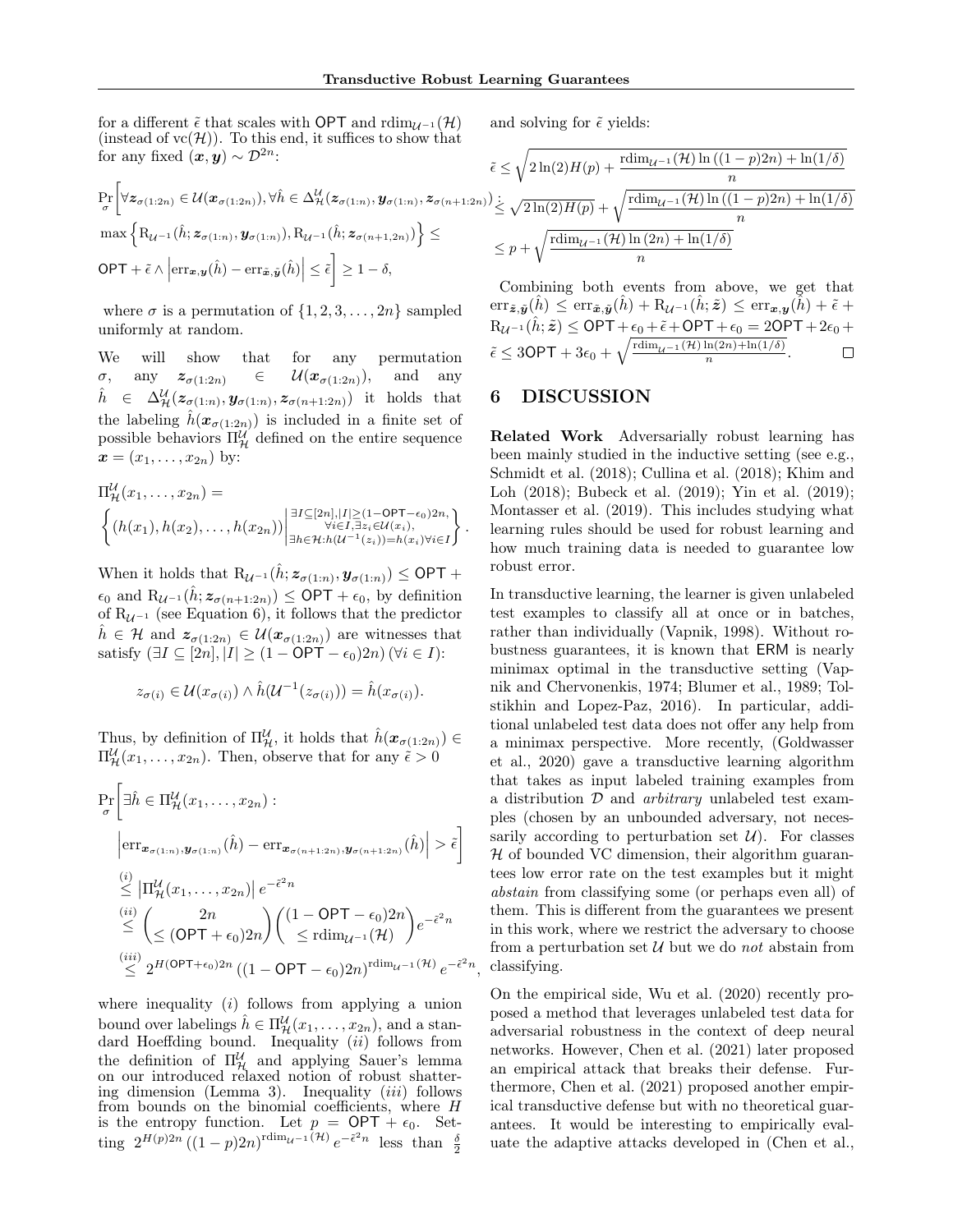for a different $\tilde{\epsilon}$ that scales with $\mathsf{OPT}$ and $\mathrm{rdim}_{\mathcal{U}^{-1}}(\mathcal{H})$ (instead of $\mathrm{vc}(\mathcal{H})$). To this end, it suffices to show that for any fixed $(\boldsymbol{x}, \boldsymbol{y}) \sim \mathcal{D}^{2n}$:

$$\Pr_{\sigma}\Big[\forall \boldsymbol{z}_{\sigma(1:2n)} \in \mathcal{U}(\boldsymbol{x}_{\sigma(1:2n)}), \forall \hat{h} \in \Delta^{\mathcal{U}}_{\mathcal{H}}(\boldsymbol{z}_{\sigma(1:n)}, \boldsymbol{y}_{\sigma(1:n)}, \boldsymbol{z}_{\sigma(n+1:2n)}) : \max\Big\{\mathrm{R}_{\mathcal{U}^{-1}}(\hat{h}; \boldsymbol{z}_{\sigma(1:n)}, \boldsymbol{y}_{\sigma(1:n)}), \mathrm{R}_{\mathcal{U}^{-1}}(\hat{h}; \boldsymbol{z}_{\sigma(n+1,2n)})\Big\} \leq \mathsf{OPT} + \tilde{\epsilon} \wedge \Big|\mathrm{err}_{\boldsymbol{x},\boldsymbol{y}}(\hat{h}) - \mathrm{err}_{\tilde{\boldsymbol{x}},\tilde{\boldsymbol{y}}}(\hat{h})\Big| \leq \tilde{\epsilon}\Big] \geq 1 - \delta,$$

where $\sigma$ is a permutation of $\{1, 2, 3, \ldots, 2n\}$ sampled uniformly at random.

We will show that for any permutation $\sigma$, any $\boldsymbol{z}_{\sigma(1:2n)} \in \mathcal{U}(\boldsymbol{x}_{\sigma(1:2n)})$, and any $\hat{h} \in \Delta^{\mathcal{U}}_{\mathcal{H}}(\boldsymbol{z}_{\sigma(1:n)}, \boldsymbol{y}_{\sigma(1:n)}, \boldsymbol{z}_{\sigma(n+1:2n)})$ it holds that the labeling $\hat{h}(\boldsymbol{x}_{\sigma(1:2n)})$ is included in a finite set of possible behaviors $\Pi^{\mathcal{U}}_{\mathcal{H}}$ defined on the entire sequence $\boldsymbol{x} = (x_1, \ldots, x_{2n})$ by:

$$\Pi^{\mathcal{U}}_{\mathcal{H}}(x_1, \ldots, x_{2n}) = \left\{(h(x_1), h(x_2), \ldots, h(x_{2n})) \,\middle|\, \begin{matrix} \exists I \subseteq [2n], |I| \geq (1-\mathsf{OPT}-\epsilon_0)2n, \\ \forall i \in I, \exists z_i \in \mathcal{U}(x_i), \\ \exists h \in \mathcal{H} : h(\mathcal{U}^{-1}(z_i)) = h(x_i) \forall i \in I \end{matrix}\right\}.$$

When it holds that $\mathrm{R}_{\mathcal{U}^{-1}}(\hat{h}; \boldsymbol{z}_{\sigma(1:n)}, \boldsymbol{y}_{\sigma(1:n)}) \leq \mathsf{OPT} + \epsilon_0$ and $\mathrm{R}_{\mathcal{U}^{-1}}(\hat{h}; \boldsymbol{z}_{\sigma(n+1:2n)}) \leq \mathsf{OPT} + \epsilon_0$, by definition of $\mathrm{R}_{\mathcal{U}^{-1}}$ (see Equation 6), it follows that the predictor $\hat{h} \in \mathcal{H}$ and $\boldsymbol{z}_{\sigma(1:2n)} \in \mathcal{U}(\boldsymbol{x}_{\sigma(1:2n)})$ are witnesses that satisfy $(\exists I \subseteq [2n], |I| \geq (1 - \mathsf{OPT} - \epsilon_0)2n)\, (\forall i \in I)$:

$$z_{\sigma(i)} \in \mathcal{U}(x_{\sigma(i)}) \wedge \hat{h}(\mathcal{U}^{-1}(z_{\sigma(i)})) = \hat{h}(x_{\sigma(i)}).$$

Thus, by definition of $\Pi^{\mathcal{U}}_{\mathcal{H}}$, it holds that $\hat{h}(\boldsymbol{x}_{\sigma(1:2n)}) \in \Pi^{\mathcal{U}}_{\mathcal{H}}(x_1, \ldots, x_{2n})$. Then, observe that for any $\tilde{\epsilon} > 0$

$$\begin{aligned}
&\Pr_{\sigma}\Big[\exists \hat{h} \in \Pi^{\mathcal{U}}_{\mathcal{H}}(x_1, \ldots, x_{2n}) : \Big|\mathrm{err}_{\boldsymbol{x}_{\sigma(1:n)}, \boldsymbol{y}_{\sigma(1:n)}}(\hat{h}) - \mathrm{err}_{\boldsymbol{x}_{\sigma(n+1:2n)}, \boldsymbol{y}_{\sigma(n+1:2n)}}(\hat{h})\Big| > \tilde{\epsilon}\Big] \\
&\overset{(i)}{\leq} \left|\Pi^{\mathcal{U}}_{\mathcal{H}}(x_1, \ldots, x_{2n})\right| e^{-\tilde{\epsilon}^2 n} \\
&\overset{(ii)}{\leq} \binom{2n}{\leq (\mathsf{OPT} + \epsilon_0)2n} \binom{(1 - \mathsf{OPT} - \epsilon_0)2n}{\leq \mathrm{rdim}_{\mathcal{U}^{-1}}(\mathcal{H})} e^{-\tilde{\epsilon}^2 n} \\
&\overset{(iii)}{\leq} 2^{H(\mathsf{OPT}+\epsilon_0)2n}\left((1 - \mathsf{OPT} - \epsilon_0)2n\right)^{\mathrm{rdim}_{\mathcal{U}^{-1}}(\mathcal{H})} e^{-\tilde{\epsilon}^2 n},
\end{aligned}$$

where inequality $(i)$ follows from applying a union bound over labelings $\hat{h} \in \Pi^{\mathcal{U}}_{\mathcal{H}}(x_1, \ldots, x_{2n})$, and a standard Hoeffding bound. Inequality $(ii)$ follows from the definition of $\Pi^{\mathcal{U}}_{\mathcal{H}}$ and applying Sauer's lemma on our introduced relaxed notion of robust shattering dimension (Lemma 3). Inequality $(iii)$ follows from bounds on the binomial coefficients, where $H$ is the entropy function. Let $p = \mathsf{OPT} + \epsilon_0$. Setting $2^{H(p)2n}\left((1-p)2n\right)^{\mathrm{rdim}_{\mathcal{U}^{-1}}(\mathcal{H})} e^{-\tilde{\epsilon}^2 n}$ less than $\frac{\delta}{2}$ and solving for $\tilde{\epsilon}$ yields:

$$\begin{aligned}
\tilde{\epsilon} &\leq \sqrt{2\ln(2)H(p) + \frac{\mathrm{rdim}_{\mathcal{U}^{-1}}(\mathcal{H})\ln\left((1-p)2n\right) + \ln(1/\delta)}{n}} \\
&\lesssim \sqrt{2\ln(2)H(p)} + \sqrt{\frac{\mathrm{rdim}_{\mathcal{U}^{-1}}(\mathcal{H})\ln\left((1-p)2n\right) + \ln(1/\delta)}{n}} \\
&\leq p + \sqrt{\frac{\mathrm{rdim}_{\mathcal{U}^{-1}}(\mathcal{H})\ln(2n) + \ln(1/\delta)}{n}}
\end{aligned}$$

Combining both events from above, we get that $\mathrm{err}_{\tilde{\boldsymbol{z}},\tilde{\boldsymbol{y}}}(\hat{h}) \leq \mathrm{err}_{\tilde{\boldsymbol{x}},\tilde{\boldsymbol{y}}}(\hat{h}) + \mathrm{R}_{\mathcal{U}^{-1}}(\hat{h}; \tilde{\boldsymbol{z}}) \leq \mathrm{err}_{\boldsymbol{x},\boldsymbol{y}}(\hat{h}) + \tilde{\epsilon} + \mathrm{R}_{\mathcal{U}^{-1}}(\hat{h}; \tilde{\boldsymbol{z}}) \leq \mathsf{OPT} + \epsilon_0 + \tilde{\epsilon} + \mathsf{OPT} + \epsilon_0 = 2\mathsf{OPT} + 2\epsilon_0 + \tilde{\epsilon} \leq 3\mathsf{OPT} + 3\epsilon_0 + \sqrt{\frac{\mathrm{rdim}_{\mathcal{U}^{-1}}(\mathcal{H})\ln(2n) + \ln(1/\delta)}{n}}$. $\square$

# 6 DISCUSSION

**Related Work** Adversarially robust learning has been mainly studied in the inductive setting (see e.g., Schmidt et al. (2018); Cullina et al. (2018); Khim and Loh (2018); Bubeck et al. (2019); Yin et al. (2019); Montasser et al. (2019). This includes studying what learning rules should be used for robust learning and how much training data is needed to guarantee low robust error.

In transductive learning, the learner is given unlabeled test examples to classify all at once or in batches, rather than individually (Vapnik, 1998). Without robustness guarantees, it is known that ERM is nearly minimax optimal in the transductive setting (Vapnik and Chervonenkis, 1974; Blumer et al., 1989; Tolstikhin and Lopez-Paz, 2016). In particular, additional unlabeled test data does not offer any help from a minimax perspective. More recently, (Goldwasser et al., 2020) gave a transductive learning algorithm that takes as input labeled training examples from a distribution $\mathcal{D}$ and *arbitrary* unlabeled test examples (chosen by an unbounded adversary, not necessarily according to perturbation set $\mathcal{U}$). For classes $\mathcal{H}$ of bounded VC dimension, their algorithm guarantees low error rate on the test examples but it might *abstain* from classifying some (or perhaps even all) of them. This is different from the guarantees we present in this work, where we restrict the adversary to choose from a perturbation set $\mathcal{U}$ but we do *not* abstain from classifying.

On the empirical side, Wu et al. (2020) recently proposed a method that leverages unlabeled test data for adversarial robustness in the context of deep neural networks. However, Chen et al. (2021) later proposed an empirical attack that breaks their defense. Furthermore, Chen et al. (2021) proposed another empirical transductive defense but with no theoretical guarantees. It would be interesting to empirically evaluate the adaptive attacks developed in (Chen et al.,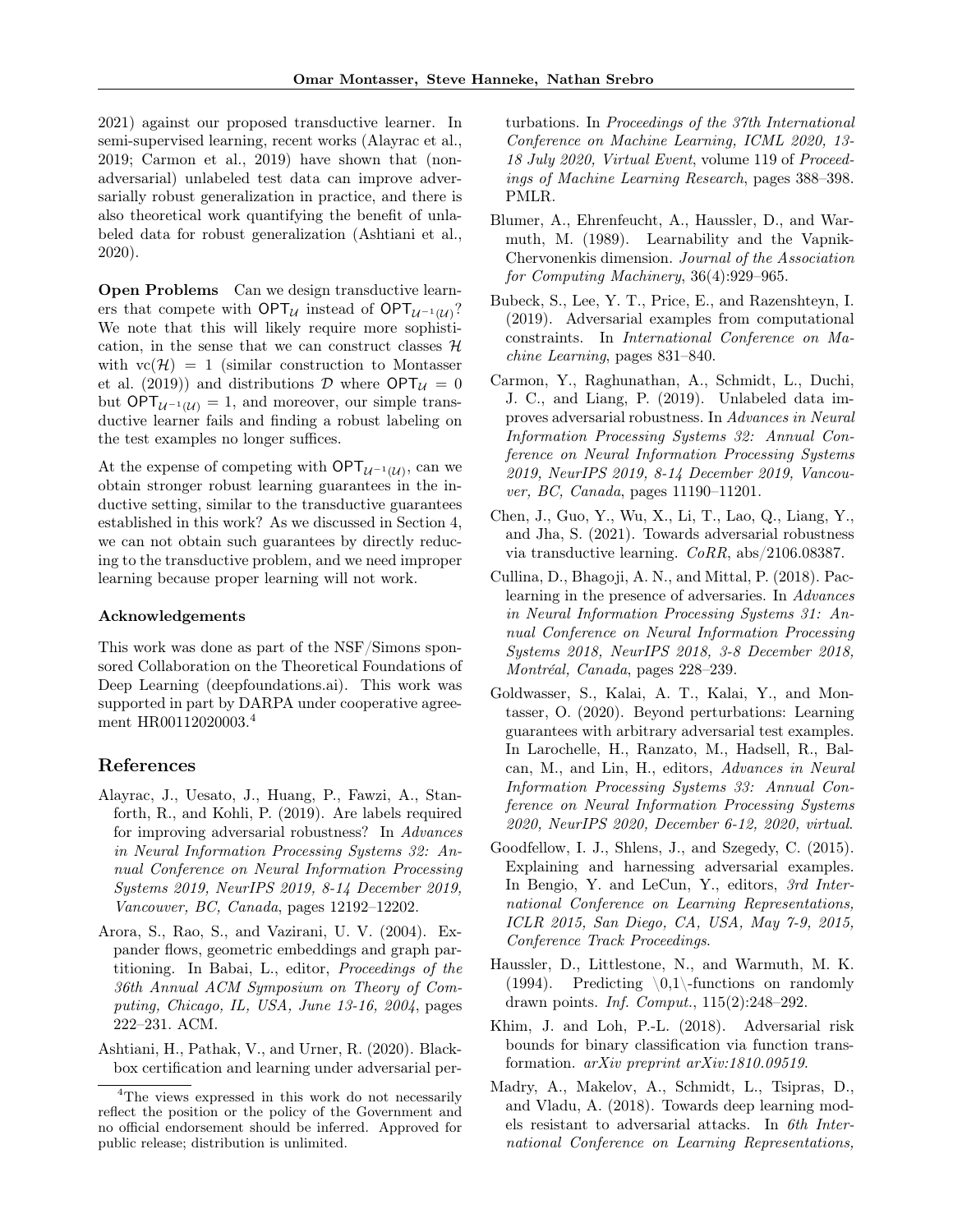2021) against our proposed transductive learner. In semi-supervised learning, recent works (Alayrac et al., 2019; Carmon et al., 2019) have shown that (non-adversarial) unlabeled test data can improve adversarially robust generalization in practice, and there is also theoretical work quantifying the benefit of unlabeled data for robust generalization (Ashtiani et al., 2020).

**Open Problems** Can we design transductive learners that compete with $\mathsf{OPT}_{\mathcal{U}}$ instead of $\mathsf{OPT}_{\mathcal{U}^{-1}(\mathcal{U})}$? We note that this will likely require more sophistication, in the sense that we can construct classes $\mathcal{H}$ with $\mathrm{vc}(\mathcal{H}) = 1$ (similar construction to Montasser et al. (2019)) and distributions $\mathcal{D}$ where $\mathsf{OPT}_{\mathcal{U}} = 0$ but $\mathsf{OPT}_{\mathcal{U}^{-1}(\mathcal{U})} = 1$, and moreover, our simple transductive learner fails and finding a robust labeling on the test examples no longer suffices.

At the expense of competing with $\mathsf{OPT}_{\mathcal{U}^{-1}(\mathcal{U})}$, can we obtain stronger robust learning guarantees in the inductive setting, similar to the transductive guarantees established in this work? As we discussed in Section 4, we can not obtain such guarantees by directly reducing to the transductive problem, and we need improper learning because proper learning will not work.

### Acknowledgements

This work was done as part of the NSF/Simons sponsored Collaboration on the Theoretical Foundations of Deep Learning (deepfoundations.ai). This work was supported in part by DARPA under cooperative agreement HR00112020003.[4]

[4]The views expressed in this work do not necessarily reflect the position or the policy of the Government and no official endorsement should be inferred. Approved for public release; distribution is unlimited.

## References

Alayrac, J., Uesato, J., Huang, P., Fawzi, A., Stanforth, R., and Kohli, P. (2019). Are labels required for improving adversarial robustness? In *Advances in Neural Information Processing Systems 32: Annual Conference on Neural Information Processing Systems 2019, NeurIPS 2019, 8-14 December 2019, Vancouver, BC, Canada*, pages 12192–12202.

Arora, S., Rao, S., and Vazirani, U. V. (2004). Expander flows, geometric embeddings and graph partitioning. In Babai, L., editor, *Proceedings of the 36th Annual ACM Symposium on Theory of Computing, Chicago, IL, USA, June 13-16, 2004*, pages 222–231. ACM.

Ashtiani, H., Pathak, V., and Urner, R. (2020). Black-box certification and learning under adversarial perturbations. In *Proceedings of the 37th International Conference on Machine Learning, ICML 2020, 13-18 July 2020, Virtual Event*, volume 119 of *Proceedings of Machine Learning Research*, pages 388–398. PMLR.

Blumer, A., Ehrenfeucht, A., Haussler, D., and Warmuth, M. (1989). Learnability and the Vapnik-Chervonenkis dimension. *Journal of the Association for Computing Machinery*, 36(4):929–965.

Bubeck, S., Lee, Y. T., Price, E., and Razenshteyn, I. (2019). Adversarial examples from computational constraints. In *International Conference on Machine Learning*, pages 831–840.

Carmon, Y., Raghunathan, A., Schmidt, L., Duchi, J. C., and Liang, P. (2019). Unlabeled data improves adversarial robustness. In *Advances in Neural Information Processing Systems 32: Annual Conference on Neural Information Processing Systems 2019, NeurIPS 2019, 8-14 December 2019, Vancouver, BC, Canada*, pages 11190–11201.

Chen, J., Guo, Y., Wu, X., Li, T., Lao, Q., Liang, Y., and Jha, S. (2021). Towards adversarial robustness via transductive learning. *CoRR*, abs/2106.08387.

Cullina, D., Bhagoji, A. N., and Mittal, P. (2018). Pac-learning in the presence of adversaries. In *Advances in Neural Information Processing Systems 31: Annual Conference on Neural Information Processing Systems 2018, NeurIPS 2018, 3-8 December 2018, Montréal, Canada*, pages 228–239.

Goldwasser, S., Kalai, A. T., Kalai, Y., and Montasser, O. (2020). Beyond perturbations: Learning guarantees with arbitrary adversarial test examples. In Larochelle, H., Ranzato, M., Hadsell, R., Balcan, M., and Lin, H., editors, *Advances in Neural Information Processing Systems 33: Annual Conference on Neural Information Processing Systems 2020, NeurIPS 2020, December 6-12, 2020, virtual*.

Goodfellow, I. J., Shlens, J., and Szegedy, C. (2015). Explaining and harnessing adversarial examples. In Bengio, Y. and LeCun, Y., editors, *3rd International Conference on Learning Representations, ICLR 2015, San Diego, CA, USA, May 7-9, 2015, Conference Track Proceedings*.

Haussler, D., Littlestone, N., and Warmuth, M. K. (1994). Predicting \0,1\-functions on randomly drawn points. *Inf. Comput.*, 115(2):248–292.

Khim, J. and Loh, P.-L. (2018). Adversarial risk bounds for binary classification via function transformation. *arXiv preprint arXiv:1810.09519*.

Madry, A., Makelov, A., Schmidt, L., Tsipras, D., and Vladu, A. (2018). Towards deep learning models resistant to adversarial attacks. In *6th International Conference on Learning Representations,*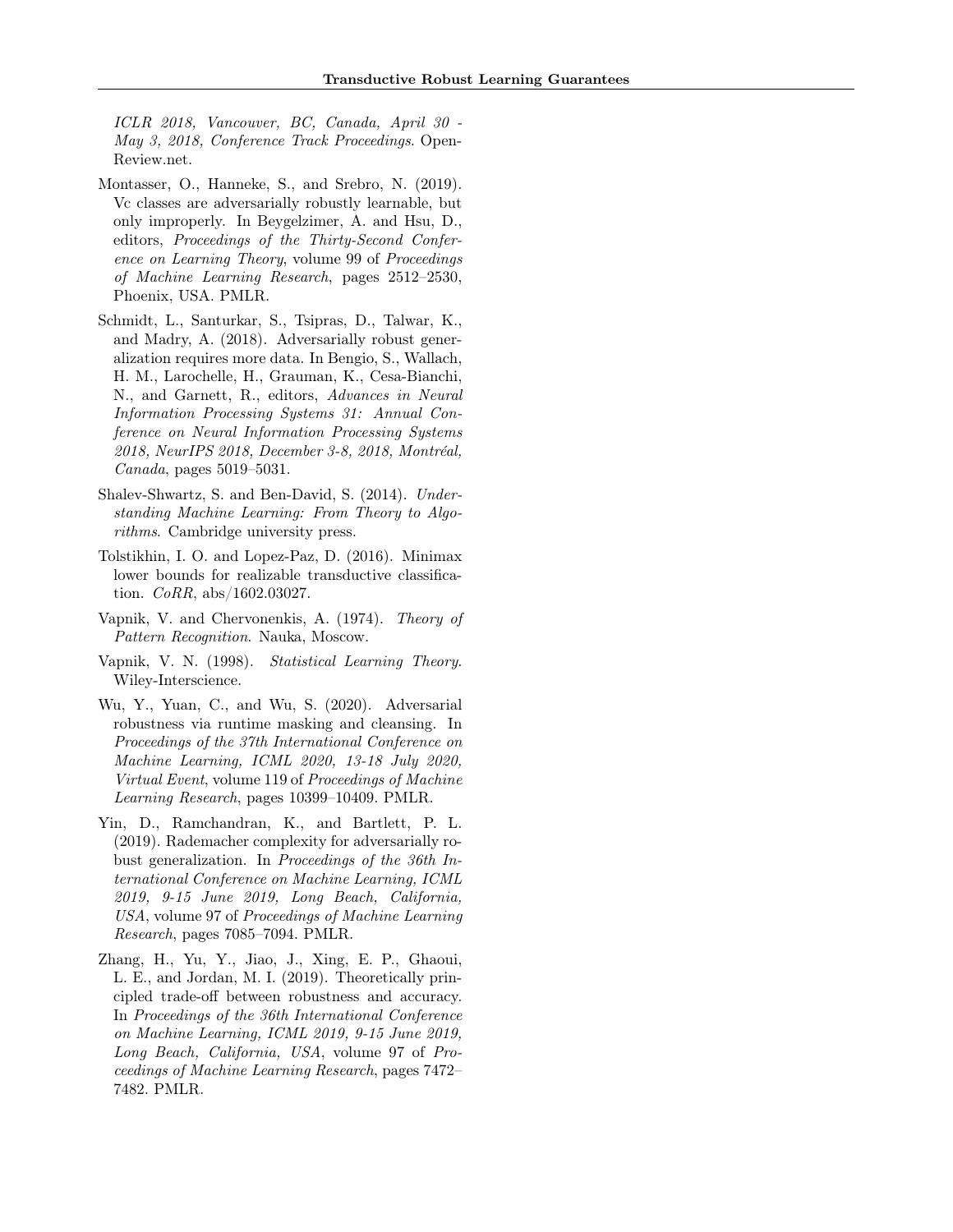*ICLR 2018, Vancouver, BC, Canada, April 30 - May 3, 2018, Conference Track Proceedings*. OpenReview.net.

Montasser, O., Hanneke, S., and Srebro, N. (2019). Vc classes are adversarially robustly learnable, but only improperly. In Beygelzimer, A. and Hsu, D., editors, *Proceedings of the Thirty-Second Conference on Learning Theory*, volume 99 of *Proceedings of Machine Learning Research*, pages 2512–2530, Phoenix, USA. PMLR.

Schmidt, L., Santurkar, S., Tsipras, D., Talwar, K., and Madry, A. (2018). Adversarially robust generalization requires more data. In Bengio, S., Wallach, H. M., Larochelle, H., Grauman, K., Cesa-Bianchi, N., and Garnett, R., editors, *Advances in Neural Information Processing Systems 31: Annual Conference on Neural Information Processing Systems 2018, NeurIPS 2018, December 3-8, 2018, Montréal, Canada*, pages 5019–5031.

Shalev-Shwartz, S. and Ben-David, S. (2014). *Understanding Machine Learning: From Theory to Algorithms*. Cambridge university press.

Tolstikhin, I. O. and Lopez-Paz, D. (2016). Minimax lower bounds for realizable transductive classification. *CoRR*, abs/1602.03027.

Vapnik, V. and Chervonenkis, A. (1974). *Theory of Pattern Recognition*. Nauka, Moscow.

Vapnik, V. N. (1998). *Statistical Learning Theory*. Wiley-Interscience.

Wu, Y., Yuan, C., and Wu, S. (2020). Adversarial robustness via runtime masking and cleansing. In *Proceedings of the 37th International Conference on Machine Learning, ICML 2020, 13-18 July 2020, Virtual Event*, volume 119 of *Proceedings of Machine Learning Research*, pages 10399–10409. PMLR.

Yin, D., Ramchandran, K., and Bartlett, P. L. (2019). Rademacher complexity for adversarially robust generalization. In *Proceedings of the 36th International Conference on Machine Learning, ICML 2019, 9-15 June 2019, Long Beach, California, USA*, volume 97 of *Proceedings of Machine Learning Research*, pages 7085–7094. PMLR.

Zhang, H., Yu, Y., Jiao, J., Xing, E. P., Ghaoui, L. E., and Jordan, M. I. (2019). Theoretically principled trade-off between robustness and accuracy. In *Proceedings of the 36th International Conference on Machine Learning, ICML 2019, 9-15 June 2019, Long Beach, California, USA*, volume 97 of *Proceedings of Machine Learning Research*, pages 7472–7482. PMLR.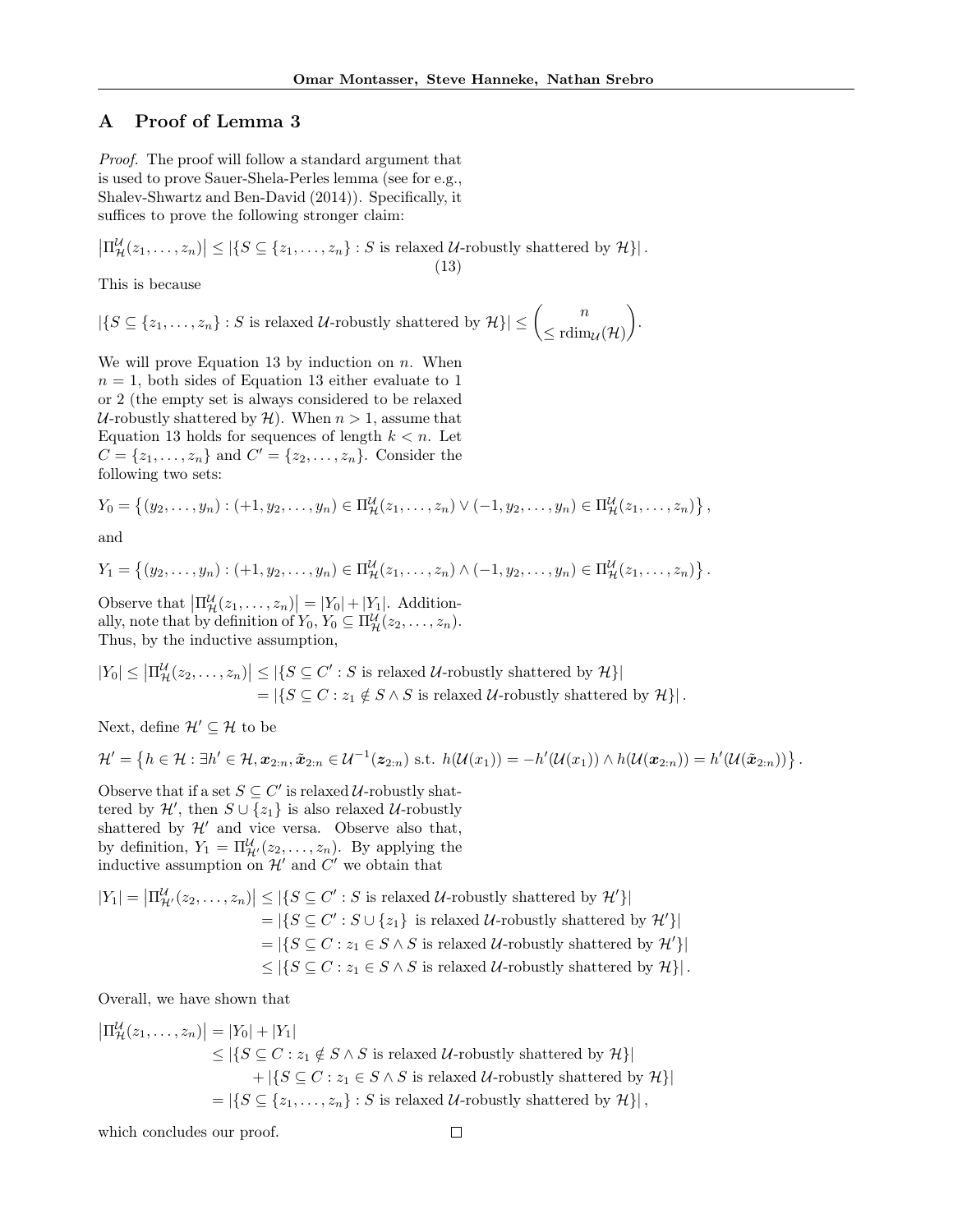## A Proof of Lemma 3

*Proof.* The proof will follow a standard argument that is used to prove Sauer-Shela-Perles lemma (see for e.g., Shalev-Shwartz and Ben-David (2014)). Specifically, it suffices to prove the following stronger claim:

$$\left|\Pi_{\mathcal{H}}^{\mathcal{U}}(z_1,\dots,z_n)\right| \le \left|\{S \subseteq \{z_1,\dots,z_n\} : S \text{ is relaxed } \mathcal{U}\text{-robustly shattered by } \mathcal{H}\}\right|. \tag{13}$$

This is because

$$\left|\{S \subseteq \{z_1,\dots,z_n\} : S \text{ is relaxed } \mathcal{U}\text{-robustly shattered by } \mathcal{H}\}\right| \le \binom{n}{\le \mathrm{rdim}_{\mathcal{U}}(\mathcal{H})}.$$

We will prove Equation 13 by induction on $n$. When $n = 1$, both sides of Equation 13 either evaluate to 1 or 2 (the empty set is always considered to be relaxed $\mathcal{U}$-robustly shattered by $\mathcal{H}$). When $n > 1$, assume that Equation 13 holds for sequences of length $k < n$. Let $C = \{z_1,\dots,z_n\}$ and $C' = \{z_2,\dots,z_n\}$. Consider the following two sets:

$$Y_0 = \left\{(y_2,\dots,y_n) : (+1, y_2,\dots,y_n) \in \Pi_{\mathcal{H}}^{\mathcal{U}}(z_1,\dots,z_n) \vee (-1, y_2,\dots,y_n) \in \Pi_{\mathcal{H}}^{\mathcal{U}}(z_1,\dots,z_n)\right\},$$

and

$$Y_1 = \left\{(y_2,\dots,y_n) : (+1, y_2,\dots,y_n) \in \Pi_{\mathcal{H}}^{\mathcal{U}}(z_1,\dots,z_n) \wedge (-1, y_2,\dots,y_n) \in \Pi_{\mathcal{H}}^{\mathcal{U}}(z_1,\dots,z_n)\right\}.$$

Observe that $\left|\Pi_{\mathcal{H}}^{\mathcal{U}}(z_1,\dots,z_n)\right| = |Y_0| + |Y_1|$. Additionally, note that by definition of $Y_0$, $Y_0 \subseteq \Pi_{\mathcal{H}}^{\mathcal{U}}(z_2,\dots,z_n)$. Thus, by the inductive assumption,

$$\begin{aligned}
|Y_0| \le \left|\Pi_{\mathcal{H}}^{\mathcal{U}}(z_2,\dots,z_n)\right| &\le \left|\{S \subseteq C' : S \text{ is relaxed } \mathcal{U}\text{-robustly shattered by } \mathcal{H}\}\right| \\
&= \left|\{S \subseteq C : z_1 \notin S \wedge S \text{ is relaxed } \mathcal{U}\text{-robustly shattered by } \mathcal{H}\}\right|.
\end{aligned}$$

Next, define $\mathcal{H}' \subseteq \mathcal{H}$ to be

$$\mathcal{H}' = \left\{h \in \mathcal{H} : \exists h' \in \mathcal{H}, \boldsymbol{x}_{2:n}, \tilde{\boldsymbol{x}}_{2:n} \in \mathcal{U}^{-1}(\boldsymbol{z}_{2:n}) \text{ s.t. } h(\mathcal{U}(x_1)) = -h'(\mathcal{U}(x_1)) \wedge h(\mathcal{U}(\boldsymbol{x}_{2:n})) = h'(\mathcal{U}(\tilde{\boldsymbol{x}}_{2:n}))\right\}.$$

Observe that if a set $S \subseteq C'$ is relaxed $\mathcal{U}$-robustly shattered by $\mathcal{H}'$, then $S \cup \{z_1\}$ is also relaxed $\mathcal{U}$-robustly shattered by $\mathcal{H}'$ and vice versa. Observe also that, by definition, $Y_1 = \Pi_{\mathcal{H}'}^{\mathcal{U}}(z_2,\dots,z_n)$. By applying the inductive assumption on $\mathcal{H}'$ and $C'$ we obtain that

$$\begin{aligned}
|Y_1| = \left|\Pi_{\mathcal{H}'}^{\mathcal{U}}(z_2,\dots,z_n)\right| &\le \left|\{S \subseteq C' : S \text{ is relaxed } \mathcal{U}\text{-robustly shattered by } \mathcal{H}'\}\right| \\
&= \left|\{S \subseteq C' : S \cup \{z_1\} \text{ is relaxed } \mathcal{U}\text{-robustly shattered by } \mathcal{H}'\}\right| \\
&= \left|\{S \subseteq C : z_1 \in S \wedge S \text{ is relaxed } \mathcal{U}\text{-robustly shattered by } \mathcal{H}'\}\right| \\
&\le \left|\{S \subseteq C : z_1 \in S \wedge S \text{ is relaxed } \mathcal{U}\text{-robustly shattered by } \mathcal{H}\}\right|.
\end{aligned}$$

Overall, we have shown that

$$\begin{aligned}
\left|\Pi_{\mathcal{H}}^{\mathcal{U}}(z_1,\dots,z_n)\right| &= |Y_0| + |Y_1| \\
&\le \left|\{S \subseteq C : z_1 \notin S \wedge S \text{ is relaxed } \mathcal{U}\text{-robustly shattered by } \mathcal{H}\}\right| \\
&\quad + \left|\{S \subseteq C : z_1 \in S \wedge S \text{ is relaxed } \mathcal{U}\text{-robustly shattered by } \mathcal{H}\}\right| \\
&= \left|\{S \subseteq \{z_1,\dots,z_n\} : S \text{ is relaxed } \mathcal{U}\text{-robustly shattered by } \mathcal{H}\}\right|,
\end{aligned}$$

which concludes our proof. ◻